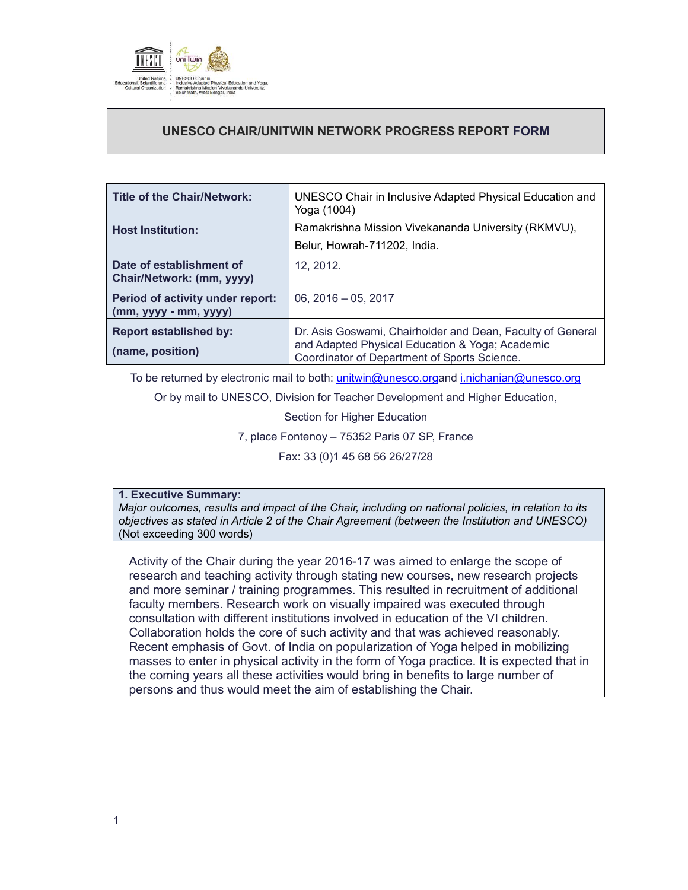UNESCO Chair in Inclusive Adapted Physical Education and Yoga, Ramakrishna Mission Vivekananda University, Belur Math, West Bengal, India

# UNESCO CHAIR/UNITWIN NETWORK PROGRESS REPORT FORM

| | |
|---|---|
| **Title of the Chair/Network:** | UNESCO Chair in Inclusive Adapted Physical Education and Yoga (1004) |
| **Host Institution:** | Ramakrishna Mission Vivekananda University (RKMVU), Belur, Howrah-711202, India. |
| **Date of establishment of Chair/Network: (mm, yyyy)** | 12, 2012. |
| **Period of activity under report: (mm, yyyy - mm, yyyy)** | 06, 2016 – 05, 2017 |
| **Report established by: (name, position)** | Dr. Asis Goswami, Chairholder and Dean, Faculty of General and Adapted Physical Education & Yoga; Academic Coordinator of Department of Sports Science. |

To be returned by electronic mail to both: unitwin@unesco.organd i.nichanian@unesco.org

Or by mail to UNESCO, Division for Teacher Development and Higher Education,

Section for Higher Education

7, place Fontenoy – 75352 Paris 07 SP, France

Fax: 33 (0)1 45 68 56 26/27/28

## 1. Executive Summary:

*Major outcomes, results and impact of the Chair, including on national policies, in relation to its objectives as stated in Article 2 of the Chair Agreement (between the Institution and UNESCO)* (Not exceeding 300 words)

Activity of the Chair during the year 2016-17 was aimed to enlarge the scope of research and teaching activity through stating new courses, new research projects and more seminar / training programmes. This resulted in recruitment of additional faculty members. Research work on visually impaired was executed through consultation with different institutions involved in education of the VI children. Collaboration holds the core of such activity and that was achieved reasonably. Recent emphasis of Govt. of India on popularization of Yoga helped in mobilizing masses to enter in physical activity in the form of Yoga practice. It is expected that in the coming years all these activities would bring in benefits to large number of persons and thus would meet the aim of establishing the Chair.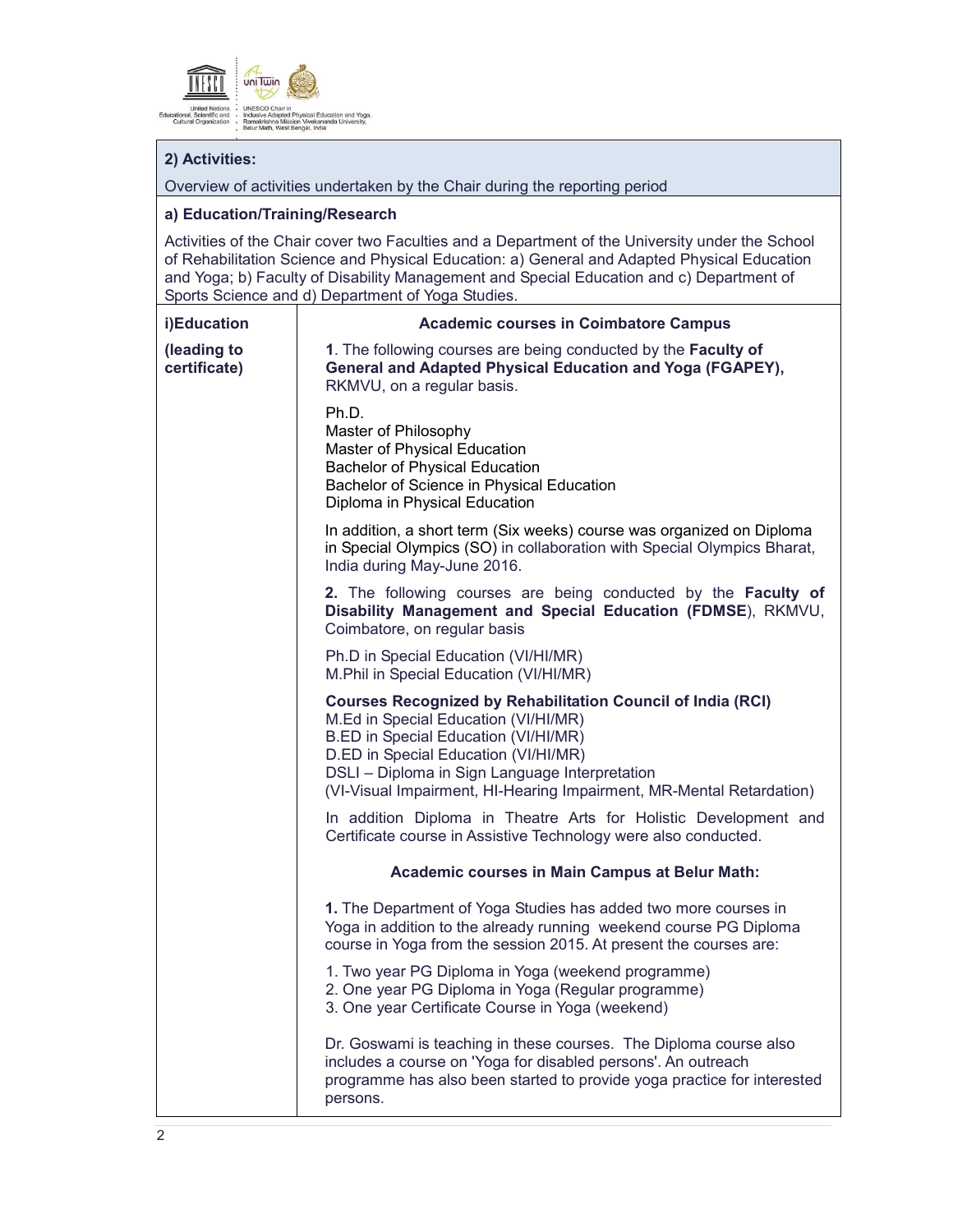## 2) Activities:

Overview of activities undertaken by the Chair during the reporting period

### a) Education/Training/Research

Activities of the Chair cover two Faculties and a Department of the University under the School of Rehabilitation Science and Physical Education: a) General and Adapted Physical Education and Yoga; b) Faculty of Disability Management and Special Education and c) Department of Sports Science and d) Department of Yoga Studies.

| **i)Education (leading to certificate)** | **Academic courses in Coimbatore Campus** |
|---|---|
| | **1**. The following courses are being conducted by the **Faculty of General and Adapted Physical Education and Yoga (FGAPEY),** RKMVU, on a regular basis.<br><br>Ph.D.<br>Master of Philosophy<br>Master of Physical Education<br>Bachelor of Physical Education<br>Bachelor of Science in Physical Education<br>Diploma in Physical Education<br><br>In addition, a short term (Six weeks) course was organized on Diploma in Special Olympics (SO) in collaboration with Special Olympics Bharat, India during May-June 2016. |
| | **2.** The following courses are being conducted by the **Faculty of Disability Management and Special Education (FDMSE**), RKMVU, Coimbatore, on regular basis<br><br>Ph.D in Special Education (VI/HI/MR)<br>M.Phil in Special Education (VI/HI/MR)<br><br>**Courses Recognized by Rehabilitation Council of India (RCI)**<br>M.Ed in Special Education (VI/HI/MR)<br>B.ED in Special Education (VI/HI/MR)<br>D.ED in Special Education (VI/HI/MR)<br>DSLI – Diploma in Sign Language Interpretation<br>(VI-Visual Impairment, HI-Hearing Impairment, MR-Mental Retardation)<br><br>In addition Diploma in Theatre Arts for Holistic Development and Certificate course in Assistive Technology were also conducted. |
| | **Academic courses in Main Campus at Belur Math:** |
| | **1.** The Department of Yoga Studies has added two more courses in Yoga in addition to the already running weekend course PG Diploma course in Yoga from the session 2015. At present the courses are:<br><br>1. Two year PG Diploma in Yoga (weekend programme)<br>2. One year PG Diploma in Yoga (Regular programme)<br>3. One year Certificate Course in Yoga (weekend)<br><br>Dr. Goswami is teaching in these courses. The Diploma course also includes a course on 'Yoga for disabled persons'. An outreach programme has also been started to provide yoga practice for interested persons. |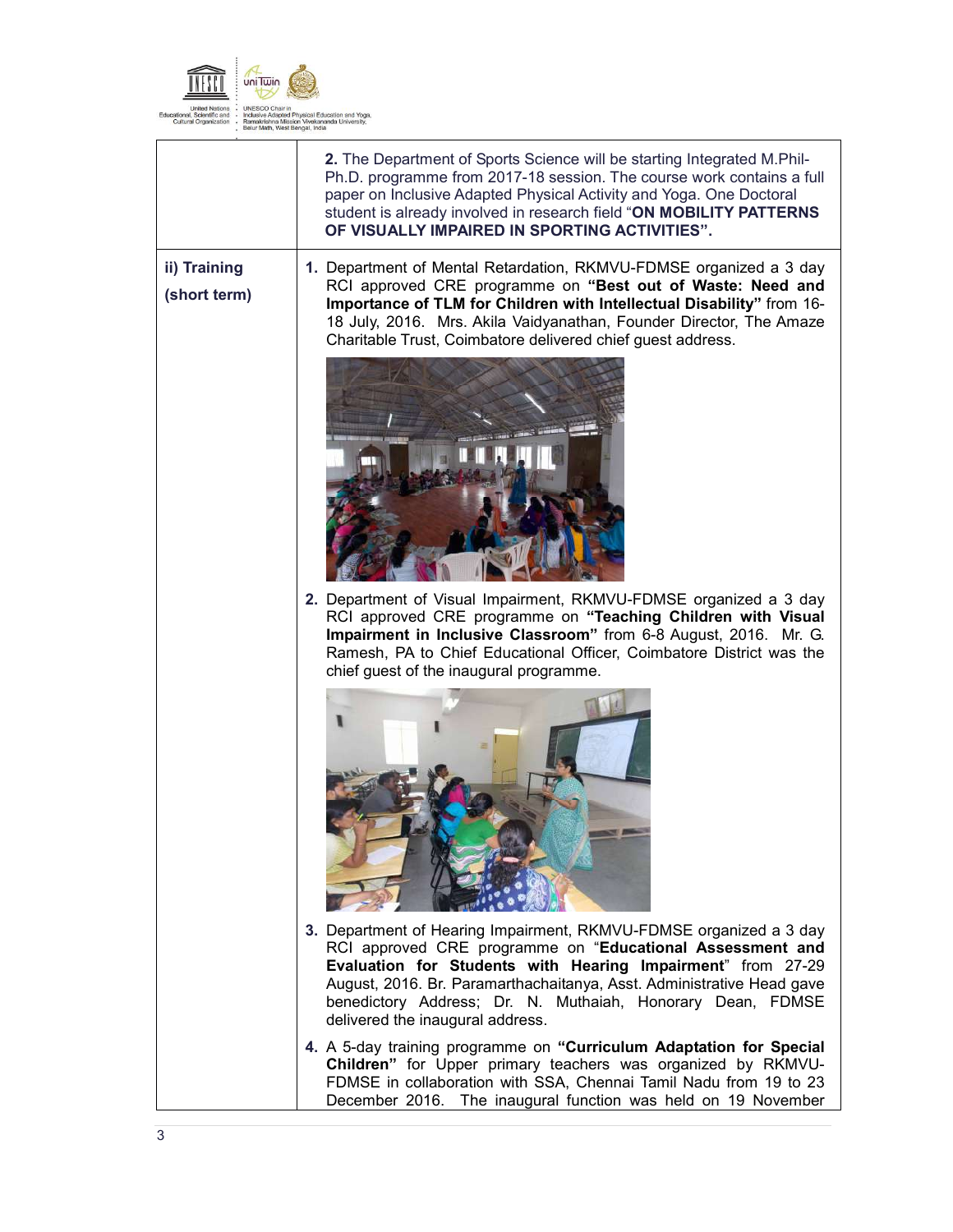| | |
|---|---|
| | **2.** The Department of Sports Science will be starting Integrated M.Phil-Ph.D. programme from 2017-18 session. The course work contains a full paper on Inclusive Adapted Physical Activity and Yoga. One Doctoral student is already involved in research field "**ON MOBILITY PATTERNS OF VISUALLY IMPAIRED IN SPORTING ACTIVITIES".** |
| **ii) Training (short term)** | **1.** Department of Mental Retardation, RKMVU-FDMSE organized a 3 day RCI approved CRE programme on **"Best out of Waste: Need and Importance of TLM for Children with Intellectual Disability"** from 16-18 July, 2016. Mrs. Akila Vaidyanathan, Founder Director, The Amaze Charitable Trust, Coimbatore delivered chief guest address.<br><br>**2.** Department of Visual Impairment, RKMVU-FDMSE organized a 3 day RCI approved CRE programme on **"Teaching Children with Visual Impairment in Inclusive Classroom"** from 6-8 August, 2016. Mr. G. Ramesh, PA to Chief Educational Officer, Coimbatore District was the chief guest of the inaugural programme.<br><br>**3.** Department of Hearing Impairment, RKMVU-FDMSE organized a 3 day RCI approved CRE programme on "**Educational Assessment and Evaluation for Students with Hearing Impairment**" from 27-29 August, 2016. Br. Paramarthachaitanya, Asst. Administrative Head gave benedictory Address; Dr. N. Muthaiah, Honorary Dean, FDMSE delivered the inaugural address.<br><br>**4.** A 5-day training programme on **"Curriculum Adaptation for Special Children"** for Upper primary teachers was organized by RKMVU-FDMSE in collaboration with SSA, Chennai Tamil Nadu from 19 to 23 December 2016. The inaugural function was held on 19 November |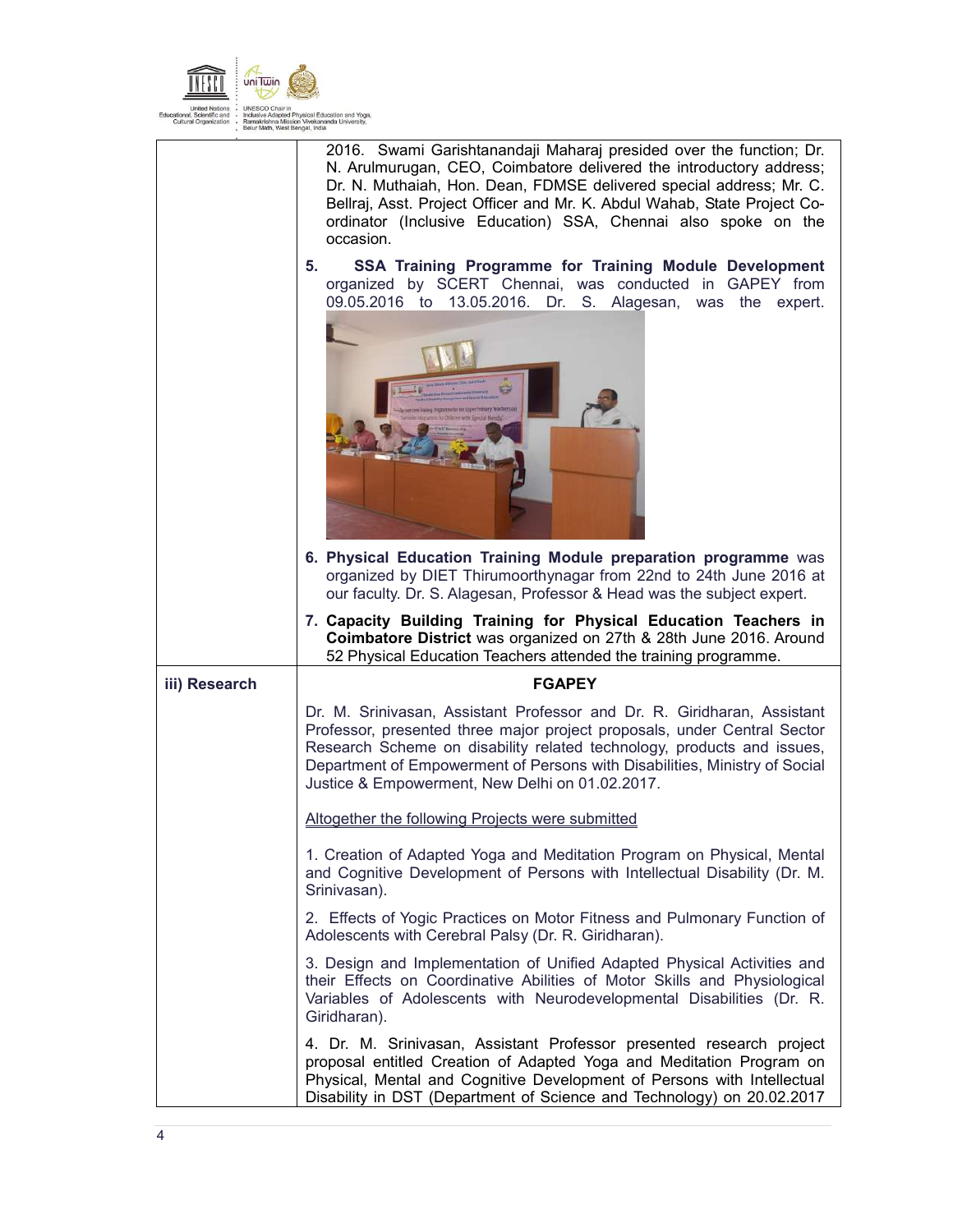| | |
|---|---|
| | 2016. Swami Garishtanandaji Maharaj presided over the function; Dr. N. Arulmurugan, CEO, Coimbatore delivered the introductory address; Dr. N. Muthaiah, Hon. Dean, FDMSE delivered special address; Mr. C. Bellraj, Asst. Project Officer and Mr. K. Abdul Wahab, State Project Co-ordinator (Inclusive Education) SSA, Chennai also spoke on the occasion.<br><br>**5. SSA Training Programme for Training Module Development** organized by SCERT Chennai, was conducted in GAPEY from 09.05.2016 to 13.05.2016. Dr. S. Alagesan, was the expert.<br><br>**6. Physical Education Training Module preparation programme** was organized by DIET Thirumoorthynagar from 22nd to 24th June 2016 at our faculty. Dr. S. Alagesan, Professor & Head was the subject expert.<br><br>**7. Capacity Building Training for Physical Education Teachers in Coimbatore District** was organized on 27th & 28th June 2016. Around 52 Physical Education Teachers attended the training programme. |
| **iii) Research** | **FGAPEY**<br><br>Dr. M. Srinivasan, Assistant Professor and Dr. R. Giridharan, Assistant Professor, presented three major project proposals, under Central Sector Research Scheme on disability related technology, products and issues, Department of Empowerment of Persons with Disabilities, Ministry of Social Justice & Empowerment, New Delhi on 01.02.2017.<br><br>Altogether the following Projects were submitted<br><br>1. Creation of Adapted Yoga and Meditation Program on Physical, Mental and Cognitive Development of Persons with Intellectual Disability (Dr. M. Srinivasan).<br><br>2. Effects of Yogic Practices on Motor Fitness and Pulmonary Function of Adolescents with Cerebral Palsy (Dr. R. Giridharan).<br><br>3. Design and Implementation of Unified Adapted Physical Activities and their Effects on Coordinative Abilities of Motor Skills and Physiological Variables of Adolescents with Neurodevelopmental Disabilities (Dr. R. Giridharan).<br><br>4. Dr. M. Srinivasan, Assistant Professor presented research project proposal entitled Creation of Adapted Yoga and Meditation Program on Physical, Mental and Cognitive Development of Persons with Intellectual Disability in DST (Department of Science and Technology) on 20.02.2017 |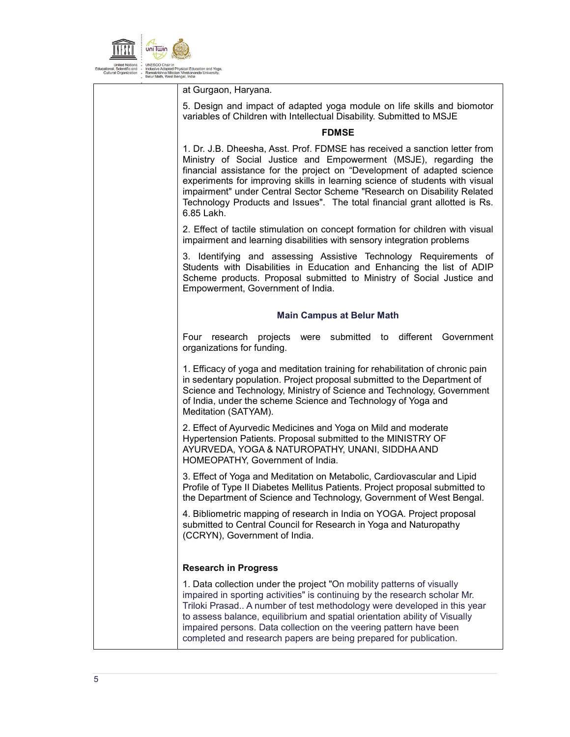| | at Gurgaon, Haryana.<br><br>5. Design and impact of adapted yoga module on life skills and biomotor variables of Children with Intellectual Disability. Submitted to MSJE<br><br>**FDMSE**<br><br>1. Dr. J.B. Dheesha, Asst. Prof. FDMSE has received a sanction letter from Ministry of Social Justice and Empowerment (MSJE), regarding the financial assistance for the project on "Development of adapted science experiments for improving skills in learning science of students with visual impairment" under Central Sector Scheme "Research on Disability Related Technology Products and Issues". The total financial grant allotted is Rs. 6.85 Lakh.<br><br>2. Effect of tactile stimulation on concept formation for children with visual impairment and learning disabilities with sensory integration problems<br><br>3. Identifying and assessing Assistive Technology Requirements of Students with Disabilities in Education and Enhancing the list of ADIP Scheme products. Proposal submitted to Ministry of Social Justice and Empowerment, Government of India.<br><br>**Main Campus at Belur Math**<br><br>Four research projects were submitted to different Government organizations for funding.<br><br>1. Efficacy of yoga and meditation training for rehabilitation of chronic pain in sedentary population. Project proposal submitted to the Department of Science and Technology, Ministry of Science and Technology, Government of India, under the scheme Science and Technology of Yoga and Meditation (SATYAM).<br><br>2. Effect of Ayurvedic Medicines and Yoga on Mild and moderate Hypertension Patients. Proposal submitted to the MINISTRY OF AYURVEDA, YOGA & NATUROPATHY, UNANI, SIDDHA AND HOMEOPATHY, Government of India.<br><br>3. Effect of Yoga and Meditation on Metabolic, Cardiovascular and Lipid Profile of Type II Diabetes Mellitus Patients. Project proposal submitted to the Department of Science and Technology, Government of West Bengal.<br><br>4. Bibliometric mapping of research in India on YOGA. Project proposal submitted to Central Council for Research in Yoga and Naturopathy (CCRYN), Government of India.<br><br>**Research in Progress**<br><br>1. Data collection under the project "On mobility patterns of visually impaired in sporting activities" is continuing by the research scholar Mr. Triloki Prasad.. A number of test methodology were developed in this year to assess balance, equilibrium and spatial orientation ability of Visually impaired persons. Data collection on the veering pattern have been completed and research papers are being prepared for publication. |
|---|---|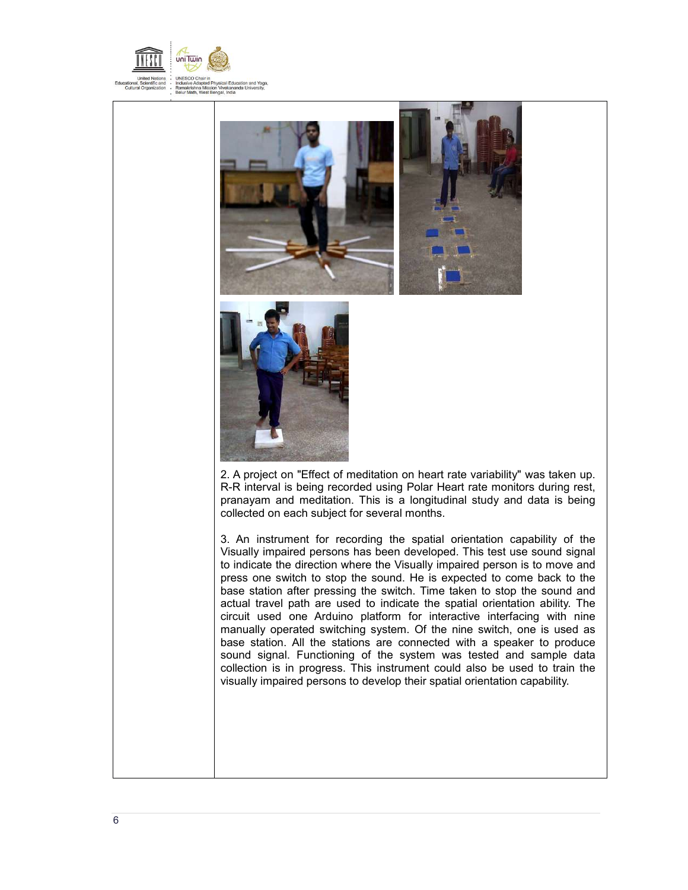2. A project on "Effect of meditation on heart rate variability" was taken up. R-R interval is being recorded using Polar Heart rate monitors during rest, pranayam and meditation. This is a longitudinal study and data is being collected on each subject for several months.

3. An instrument for recording the spatial orientation capability of the Visually impaired persons has been developed. This test use sound signal to indicate the direction where the Visually impaired person is to move and press one switch to stop the sound. He is expected to come back to the base station after pressing the switch. Time taken to stop the sound and actual travel path are used to indicate the spatial orientation ability. The circuit used one Arduino platform for interactive interfacing with nine manually operated switching system. Of the nine switch, one is used as base station. All the stations are connected with a speaker to produce sound signal. Functioning of the system was tested and sample data collection is in progress. This instrument could also be used to train the visually impaired persons to develop their spatial orientation capability.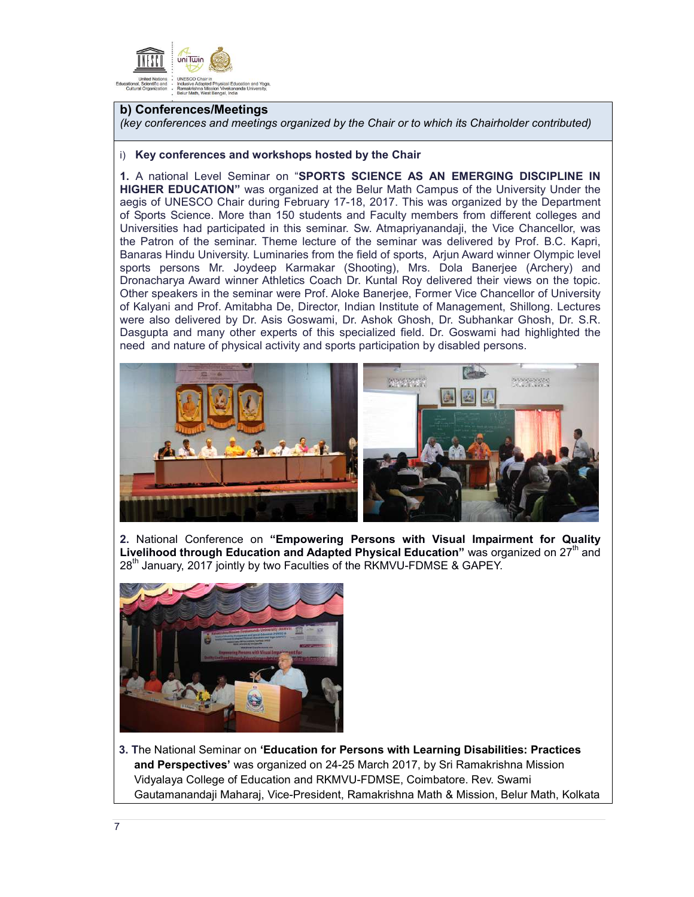## b) Conferences/Meetings

*(key conferences and meetings organized by the Chair or to which its Chairholder contributed)*

i) **Key conferences and workshops hosted by the Chair**

**1.** A national Level Seminar on "**SPORTS SCIENCE AS AN EMERGING DISCIPLINE IN HIGHER EDUCATION"** was organized at the Belur Math Campus of the University Under the aegis of UNESCO Chair during February 17-18, 2017. This was organized by the Department of Sports Science. More than 150 students and Faculty members from different colleges and Universities had participated in this seminar. Sw. Atmapriyanandaji, the Vice Chancellor, was the Patron of the seminar. Theme lecture of the seminar was delivered by Prof. B.C. Kapri, Banaras Hindu University. Luminaries from the field of sports, Arjun Award winner Olympic level sports persons Mr. Joydeep Karmakar (Shooting), Mrs. Dola Banerjee (Archery) and Dronacharya Award winner Athletics Coach Dr. Kuntal Roy delivered their views on the topic. Other speakers in the seminar were Prof. Aloke Banerjee, Former Vice Chancellor of University of Kalyani and Prof. Amitabha De, Director, Indian Institute of Management, Shillong. Lectures were also delivered by Dr. Asis Goswami, Dr. Ashok Ghosh, Dr. Subhankar Ghosh, Dr. S.R. Dasgupta and many other experts of this specialized field. Dr. Goswami had highlighted the need and nature of physical activity and sports participation by disabled persons.

**2.** National Conference on **"Empowering Persons with Visual Impairment for Quality Livelihood through Education and Adapted Physical Education"** was organized on 27th and 28th January, 2017 jointly by two Faculties of the RKMVU-FDMSE & GAPEY.

**3.** The National Seminar on **'Education for Persons with Learning Disabilities: Practices and Perspectives'** was organized on 24-25 March 2017, by Sri Ramakrishna Mission Vidyalaya College of Education and RKMVU-FDMSE, Coimbatore. Rev. Swami Gautamanandaji Maharaj, Vice-President, Ramakrishna Math & Mission, Belur Math, Kolkata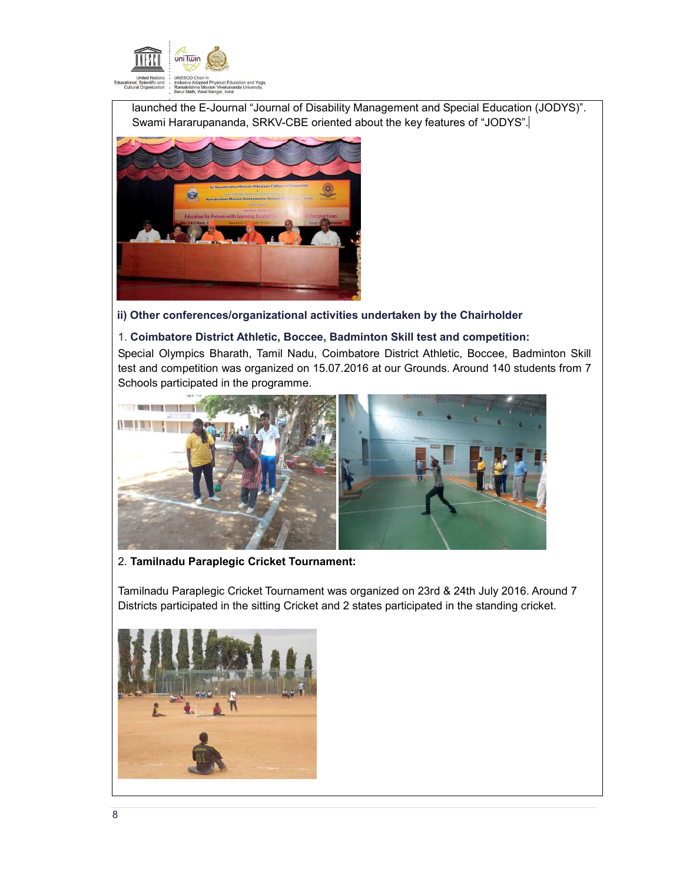launched the E-Journal "Journal of Disability Management and Special Education (JODYS)". Swami Hararupananda, SRKV-CBE oriented about the key features of "JODYS".

**ii) Other conferences/organizational activities undertaken by the Chairholder**

1. **Coimbatore District Athletic, Boccee, Badminton Skill test and competition:**

Special Olympics Bharath, Tamil Nadu, Coimbatore District Athletic, Boccee, Badminton Skill test and competition was organized on 15.07.2016 at our Grounds. Around 140 students from 7 Schools participated in the programme.

2. **Tamilnadu Paraplegic Cricket Tournament:**

Tamilnadu Paraplegic Cricket Tournament was organized on 23rd & 24th July 2016. Around 7 Districts participated in the sitting Cricket and 2 states participated in the standing cricket.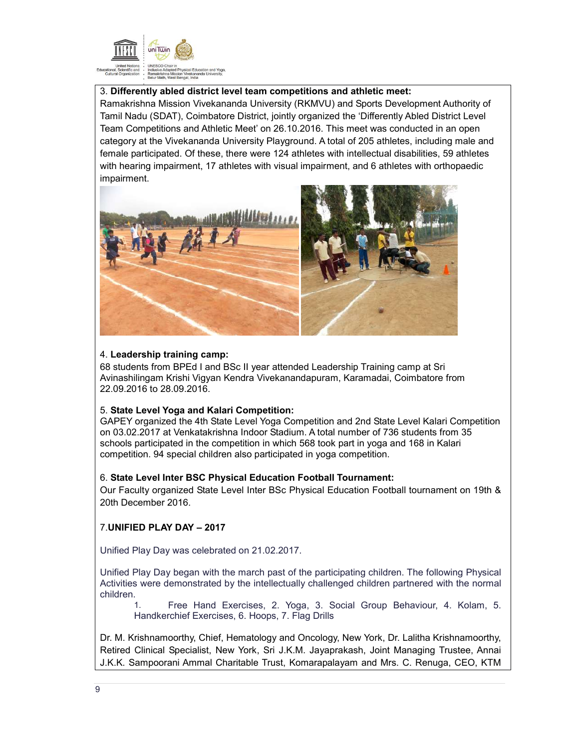3. **Differently abled district level team competitions and athletic meet:**

Ramakrishna Mission Vivekananda University (RKMVU) and Sports Development Authority of Tamil Nadu (SDAT), Coimbatore District, jointly organized the 'Differently Abled District Level Team Competitions and Athletic Meet' on 26.10.2016. This meet was conducted in an open category at the Vivekananda University Playground. A total of 205 athletes, including male and female participated. Of these, there were 124 athletes with intellectual disabilities, 59 athletes with hearing impairment, 17 athletes with visual impairment, and 6 athletes with orthopaedic impairment.

4. **Leadership training camp:**

68 students from BPEd I and BSc II year attended Leadership Training camp at Sri Avinashilingam Krishi Vigyan Kendra Vivekanandapuram, Karamadai, Coimbatore from 22.09.2016 to 28.09.2016.

5. **State Level Yoga and Kalari Competition:**

GAPEY organized the 4th State Level Yoga Competition and 2nd State Level Kalari Competition on 03.02.2017 at Venkatakrishna Indoor Stadium. A total number of 736 students from 35 schools participated in the competition in which 568 took part in yoga and 168 in Kalari competition. 94 special children also participated in yoga competition.

6. **State Level Inter BSC Physical Education Football Tournament:**

Our Faculty organized State Level Inter BSc Physical Education Football tournament on 19th & 20th December 2016.

7.**UNIFIED PLAY DAY – 2017**

Unified Play Day was celebrated on 21.02.2017.

Unified Play Day began with the march past of the participating children. The following Physical Activities were demonstrated by the intellectually challenged children partnered with the normal children.

1. Free Hand Exercises, 2. Yoga, 3. Social Group Behaviour, 4. Kolam, 5. Handkerchief Exercises, 6. Hoops, 7. Flag Drills

Dr. M. Krishnamoorthy, Chief, Hematology and Oncology, New York, Dr. Lalitha Krishnamoorthy, Retired Clinical Specialist, New York, Sri J.K.M. Jayaprakash, Joint Managing Trustee, Annai J.K.K. Sampoorani Ammal Charitable Trust, Komarapalayam and Mrs. C. Renuga, CEO, KTM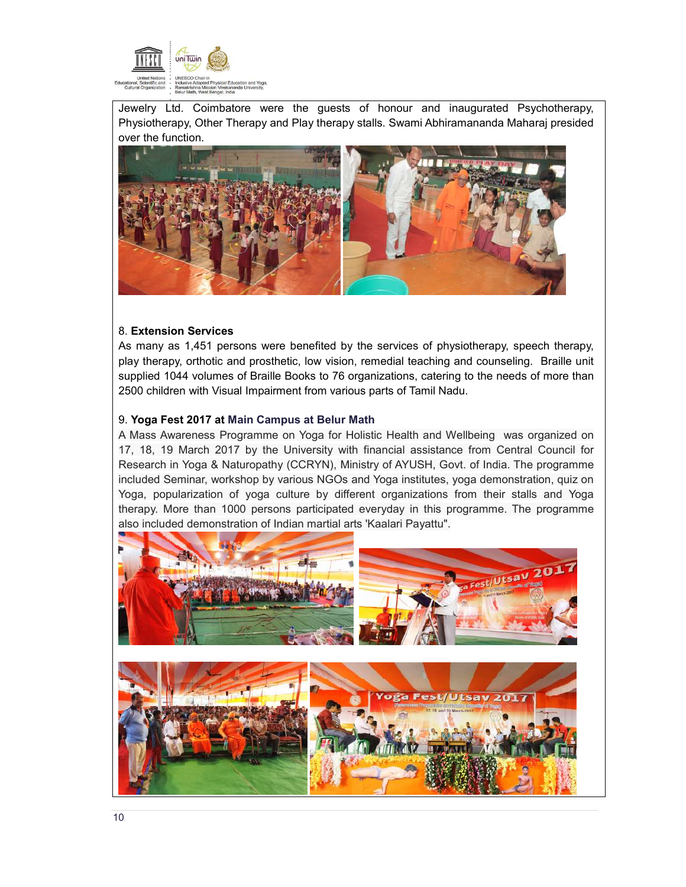Jewelry Ltd. Coimbatore were the guests of honour and inaugurated Psychotherapy, Physiotherapy, Other Therapy and Play therapy stalls. Swami Abhiramananda Maharaj presided over the function.

8. **Extension Services**

As many as 1,451 persons were benefited by the services of physiotherapy, speech therapy, play therapy, orthotic and prosthetic, low vision, remedial teaching and counseling. Braille unit supplied 1044 volumes of Braille Books to 76 organizations, catering to the needs of more than 2500 children with Visual Impairment from various parts of Tamil Nadu.

9. **Yoga Fest 2017 at Main Campus at Belur Math**

A Mass Awareness Programme on Yoga for Holistic Health and Wellbeing was organized on 17, 18, 19 March 2017 by the University with financial assistance from Central Council for Research in Yoga & Naturopathy (CCRYN), Ministry of AYUSH, Govt. of India. The programme included Seminar, workshop by various NGOs and Yoga institutes, yoga demonstration, quiz on Yoga, popularization of yoga culture by different organizations from their stalls and Yoga therapy. More than 1000 persons participated everyday in this programme. The programme also included demonstration of Indian martial arts 'Kaalari Payattu".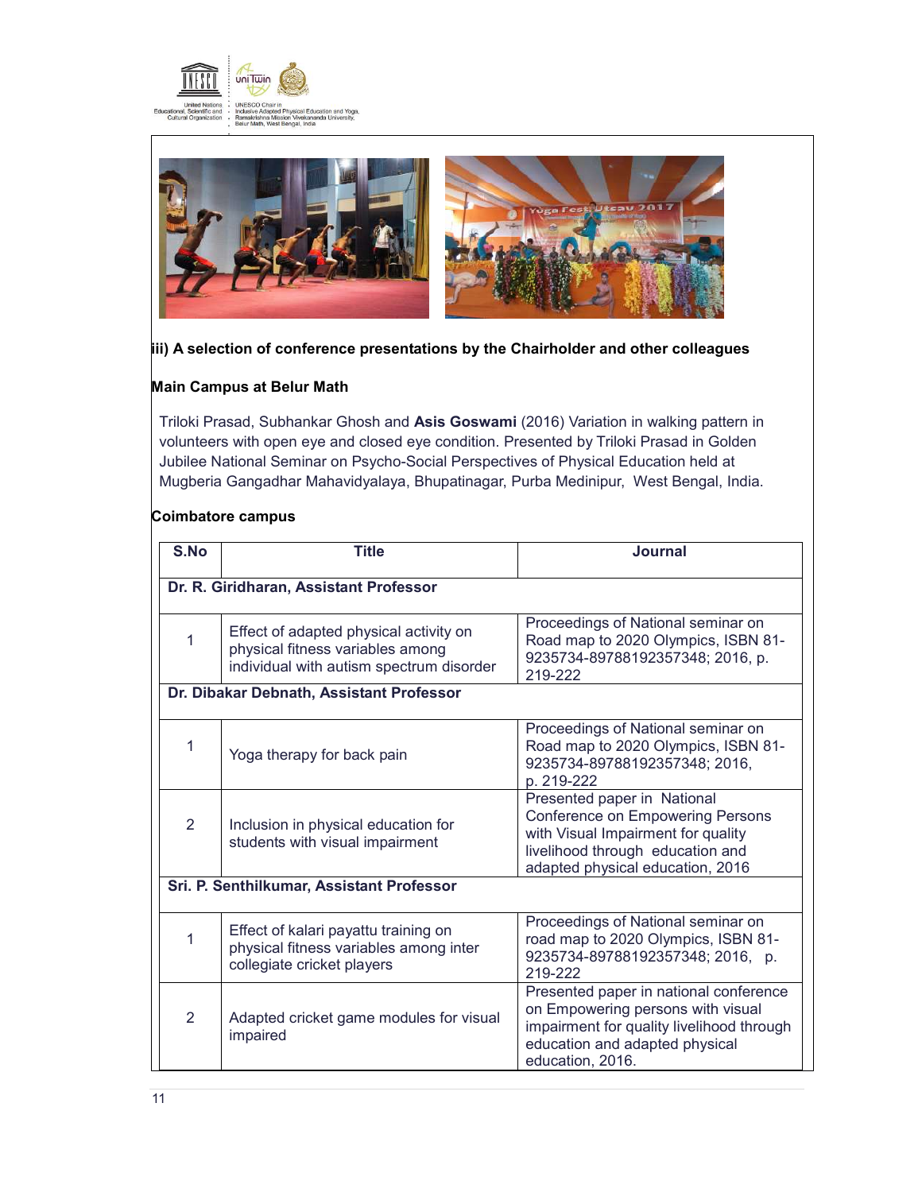### iii) A selection of conference presentations by the Chairholder and other colleagues

**Main Campus at Belur Math**

Triloki Prasad, Subhankar Ghosh and **Asis Goswami** (2016) Variation in walking pattern in volunteers with open eye and closed eye condition. Presented by Triloki Prasad in Golden Jubilee National Seminar on Psycho-Social Perspectives of Physical Education held at Mugberia Gangadhar Mahavidyalaya, Bhupatinagar, Purba Medinipur, West Bengal, India.

**Coimbatore campus**

| S.No | Title | Journal |
|---|---|---|
| **Dr. R. Giridharan, Assistant Professor** | | |
| 1 | Effect of adapted physical activity on physical fitness variables among individual with autism spectrum disorder | Proceedings of National seminar on Road map to 2020 Olympics, ISBN 81-9235734-89788192357348; 2016, p. 219-222 |
| **Dr. Dibakar Debnath, Assistant Professor** | | |
| 1 | Yoga therapy for back pain | Proceedings of National seminar on Road map to 2020 Olympics, ISBN 81-9235734-89788192357348; 2016, p. 219-222 |
| 2 | Inclusion in physical education for students with visual impairment | Presented paper in National Conference on Empowering Persons with Visual Impairment for quality livelihood through education and adapted physical education, 2016 |
| **Sri. P. Senthilkumar, Assistant Professor** | | |
| 1 | Effect of kalari payattu training on physical fitness variables among inter collegiate cricket players | Proceedings of National seminar on road map to 2020 Olympics, ISBN 81-9235734-89788192357348; 2016, p. 219-222 |
| 2 | Adapted cricket game modules for visual impaired | Presented paper in national conference on Empowering persons with visual impairment for quality livelihood through education and adapted physical education, 2016. |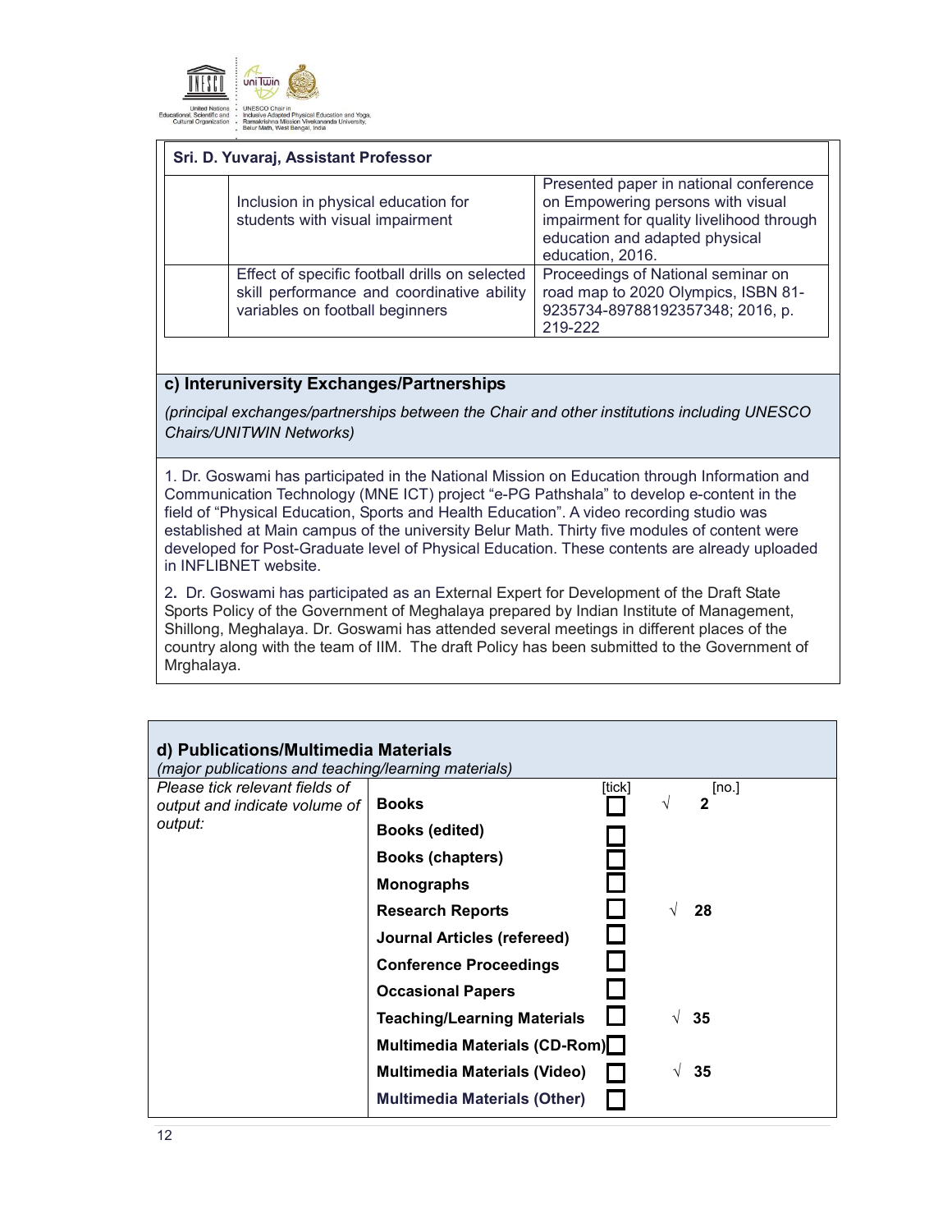| Sri. D. Yuvaraj, Assistant Professor | | |
|---|---|---|
| | Inclusion in physical education for students with visual impairment | Presented paper in national conference on Empowering persons with visual impairment for quality livelihood through education and adapted physical education, 2016. |
| | Effect of specific football drills on selected skill performance and coordinative ability variables on football beginners | Proceedings of National seminar on road map to 2020 Olympics, ISBN 81-9235734-89788192357348; 2016, p. 219-222 |

### c) Interuniversity Exchanges/Partnerships

*(principal exchanges/partnerships between the Chair and other institutions including UNESCO Chairs/UNITWIN Networks)*

1. Dr. Goswami has participated in the National Mission on Education through Information and Communication Technology (MNE ICT) project "e-PG Pathshala" to develop e-content in the field of "Physical Education, Sports and Health Education". A video recording studio was established at Main campus of the university Belur Math. Thirty five modules of content were developed for Post-Graduate level of Physical Education. These contents are already uploaded in INFLIBNET website.

2. Dr. Goswami has participated as an External Expert for Development of the Draft State Sports Policy of the Government of Meghalaya prepared by Indian Institute of Management, Shillong, Meghalaya. Dr. Goswami has attended several meetings in different places of the country along with the team of IIM. The draft Policy has been submitted to the Government of Mrghalaya.

### d) Publications/Multimedia Materials

*(major publications and teaching/learning materials)*

| *Please tick relevant fields of output and indicate volume of output:* | | [tick] | [no.] |
|---|---|---|---|
| | **Books** | √ | 2 |
| | **Books (edited)** | | |
| | **Books (chapters)** | | |
| | **Monographs** | | |
| | **Research Reports** | √ | 28 |
| | **Journal Articles (refereed)** | | |
| | **Conference Proceedings** | | |
| | **Occasional Papers** | | |
| | **Teaching/Learning Materials** | √ | 35 |
| | **Multimedia Materials (CD-Rom)** | | |
| | **Multimedia Materials (Video)** | √ | 35 |
| | **Multimedia Materials (Other)** | | |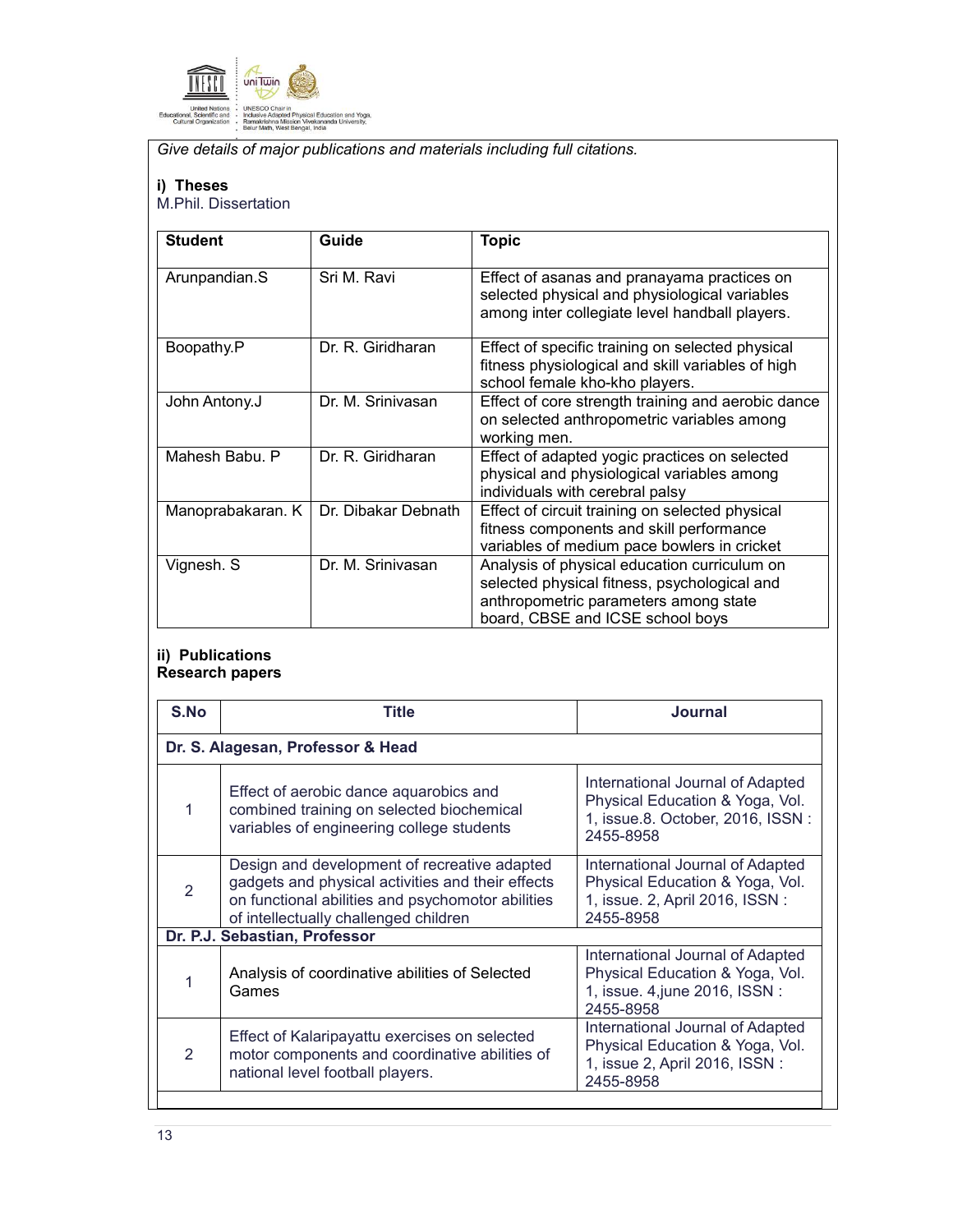*Give details of major publications and materials including full citations.*

**i) Theses**

M.Phil. Dissertation

| Student | Guide | Topic |
|---|---|---|
| Arunpandian.S | Sri M. Ravi | Effect of asanas and pranayama practices on selected physical and physiological variables among inter collegiate level handball players. |
| Boopathy.P | Dr. R. Giridharan | Effect of specific training on selected physical fitness physiological and skill variables of high school female kho-kho players. |
| John Antony.J | Dr. M. Srinivasan | Effect of core strength training and aerobic dance on selected anthropometric variables among working men. |
| Mahesh Babu. P | Dr. R. Giridharan | Effect of adapted yogic practices on selected physical and physiological variables among individuals with cerebral palsy |
| Manoprabakaran. K | Dr. Dibakar Debnath | Effect of circuit training on selected physical fitness components and skill performance variables of medium pace bowlers in cricket |
| Vignesh. S | Dr. M. Srinivasan | Analysis of physical education curriculum on selected physical fitness, psychological and anthropometric parameters among state board, CBSE and ICSE school boys |

**ii) Publications**

**Research papers**

| S.No | Title | Journal |
|---|---|---|
| **Dr. S. Alagesan, Professor & Head** | | |
| 1 | Effect of aerobic dance aquarobics and combined training on selected biochemical variables of engineering college students | International Journal of Adapted Physical Education & Yoga, Vol. 1, issue.8. October, 2016, ISSN : 2455-8958 |
| 2 | Design and development of recreative adapted gadgets and physical activities and their effects on functional abilities and psychomotor abilities of intellectually challenged children | International Journal of Adapted Physical Education & Yoga, Vol. 1, issue. 2, April 2016, ISSN : 2455-8958 |
| **Dr. P.J. Sebastian, Professor** | | |
| 1 | Analysis of coordinative abilities of Selected Games | International Journal of Adapted Physical Education & Yoga, Vol. 1, issue. 4,june 2016, ISSN : 2455-8958 |
| 2 | Effect of Kalaripayattu exercises on selected motor components and coordinative abilities of national level football players. | International Journal of Adapted Physical Education & Yoga, Vol. 1, issue 2, April 2016, ISSN : 2455-8958 |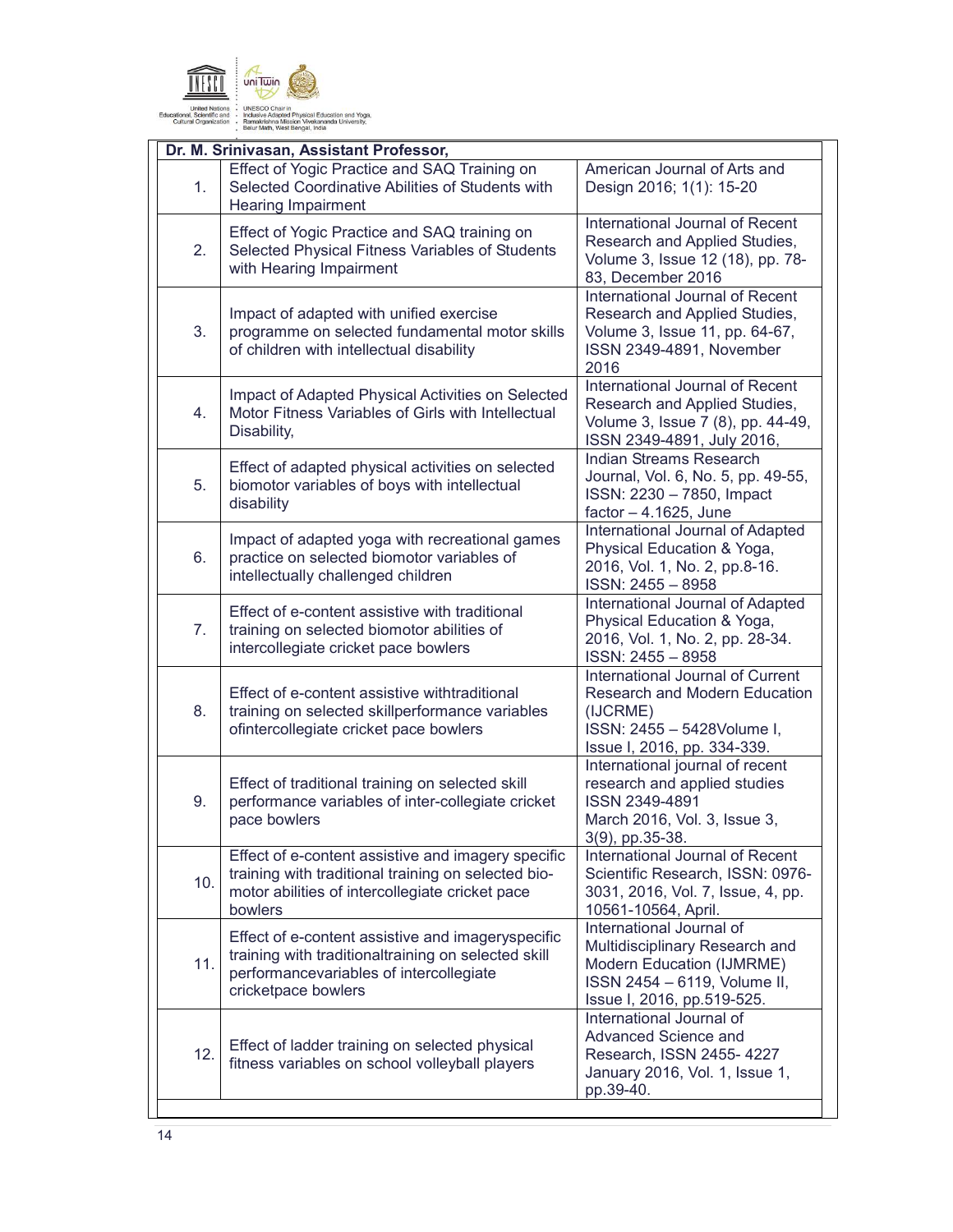| Dr. M. Srinivasan, Assistant Professor, | | |
|---|---|---|
| 1. | Effect of Yogic Practice and SAQ Training on Selected Coordinative Abilities of Students with Hearing Impairment | American Journal of Arts and Design 2016; 1(1): 15-20 |
| 2. | Effect of Yogic Practice and SAQ training on Selected Physical Fitness Variables of Students with Hearing Impairment | International Journal of Recent Research and Applied Studies, Volume 3, Issue 12 (18), pp. 78-83, December 2016 |
| 3. | Impact of adapted with unified exercise programme on selected fundamental motor skills of children with intellectual disability | International Journal of Recent Research and Applied Studies, Volume 3, Issue 11, pp. 64-67, ISSN 2349-4891, November 2016 |
| 4. | Impact of Adapted Physical Activities on Selected Motor Fitness Variables of Girls with Intellectual Disability, | International Journal of Recent Research and Applied Studies, Volume 3, Issue 7 (8), pp. 44-49, ISSN 2349-4891, July 2016, |
| 5. | Effect of adapted physical activities on selected biomotor variables of boys with intellectual disability | Indian Streams Research Journal, Vol. 6, No. 5, pp. 49-55, ISSN: 2230 – 7850, Impact factor – 4.1625, June |
| 6. | Impact of adapted yoga with recreational games practice on selected biomotor variables of intellectually challenged children | International Journal of Adapted Physical Education & Yoga, 2016, Vol. 1, No. 2, pp.8-16. ISSN: 2455 – 8958 |
| 7. | Effect of e-content assistive with traditional training on selected biomotor abilities of intercollegiate cricket pace bowlers | International Journal of Adapted Physical Education & Yoga, 2016, Vol. 1, No. 2, pp. 28-34. ISSN: 2455 – 8958 |
| 8. | Effect of e-content assistive withtraditional training on selected skillperformance variables ofintercollegiate cricket pace bowlers | International Journal of Current Research and Modern Education (IJCRME) ISSN: 2455 – 5428Volume I, Issue I, 2016, pp. 334-339. |
| 9. | Effect of traditional training on selected skill performance variables of inter-collegiate cricket pace bowlers | International journal of recent research and applied studies ISSN 2349-4891 March 2016, Vol. 3, Issue 3, 3(9), pp.35-38. |
| 10. | Effect of e-content assistive and imagery specific training with traditional training on selected bio-motor abilities of intercollegiate cricket pace bowlers | International Journal of Recent Scientific Research, ISSN: 0976-3031, 2016, Vol. 7, Issue, 4, pp. 10561-10564, April. |
| 11. | Effect of e-content assistive and imageryspecific training with traditionaltraining on selected skill performancevariables of intercollegiate cricketpace bowlers | International Journal of Multidisciplinary Research and Modern Education (IJMRME) ISSN 2454 – 6119, Volume II, Issue I, 2016, pp.519-525. |
| 12. | Effect of ladder training on selected physical fitness variables on school volleyball players | International Journal of Advanced Science and Research, ISSN 2455- 4227 January 2016, Vol. 1, Issue 1, pp.39-40. |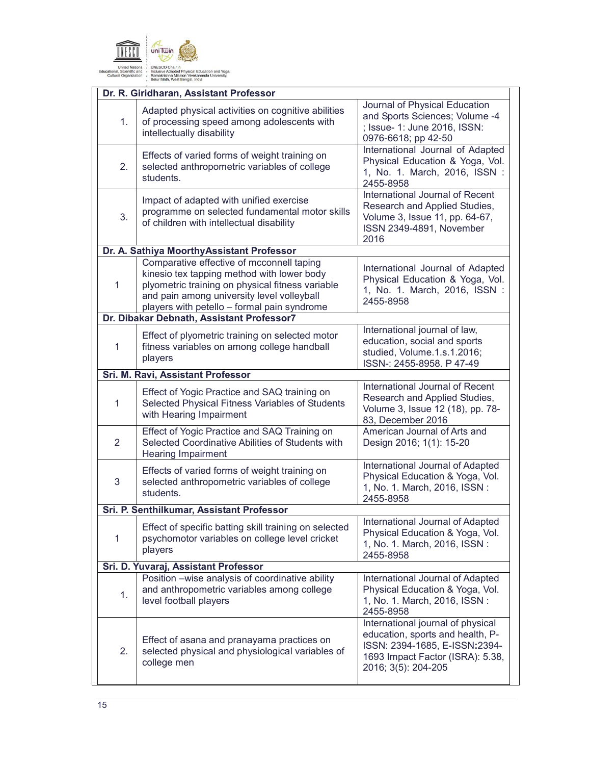| Dr. R. Giridharan, Assistant Professor | | |
|---|---|---|
| 1. | Adapted physical activities on cognitive abilities of processing speed among adolescents with intellectually disability | Journal of Physical Education and Sports Sciences; Volume -4 ; Issue- 1: June 2016, ISSN: 0976-6618; pp 42-50 |
| 2. | Effects of varied forms of weight training on selected anthropometric variables of college students. | International Journal of Adapted Physical Education & Yoga, Vol. 1, No. 1. March, 2016, ISSN : 2455-8958 |
| 3. | Impact of adapted with unified exercise programme on selected fundamental motor skills of children with intellectual disability | International Journal of Recent Research and Applied Studies, Volume 3, Issue 11, pp. 64-67, ISSN 2349-4891, November 2016 |
| **Dr. A. Sathiya MoorthyAssistant Professor** | | |
| 1 | Comparative effective of mcconnell taping kinesio tex tapping method with lower body plyometric training on physical fitness variable and pain among university level volleyball players with petello – formal pain syndrome | International Journal of Adapted Physical Education & Yoga, Vol. 1, No. 1. March, 2016, ISSN : 2455-8958 |
| **Dr. Dibakar Debnath, Assistant Professor7** | | |
| 1 | Effect of plyometric training on selected motor fitness variables on among college handball players | International journal of law, education, social and sports studied, Volume.1.s.1.2016; ISSN-: 2455-8958. P 47-49 |
| **Sri. M. Ravi, Assistant Professor** | | |
| 1 | Effect of Yogic Practice and SAQ training on Selected Physical Fitness Variables of Students with Hearing Impairment | International Journal of Recent Research and Applied Studies, Volume 3, Issue 12 (18), pp. 78-83, December 2016 |
| 2 | Effect of Yogic Practice and SAQ Training on Selected Coordinative Abilities of Students with Hearing Impairment | American Journal of Arts and Design 2016; 1(1): 15-20 |
| 3 | Effects of varied forms of weight training on selected anthropometric variables of college students. | International Journal of Adapted Physical Education & Yoga, Vol. 1, No. 1. March, 2016, ISSN : 2455-8958 |
| **Sri. P. Senthilkumar, Assistant Professor** | | |
| 1 | Effect of specific batting skill training on selected psychomotor variables on college level cricket players | International Journal of Adapted Physical Education & Yoga, Vol. 1, No. 1. March, 2016, ISSN : 2455-8958 |
| **Sri. D. Yuvaraj, Assistant Professor** | | |
| 1. | Position –wise analysis of coordinative ability and anthropometric variables among college level football players | International Journal of Adapted Physical Education & Yoga, Vol. 1, No. 1. March, 2016, ISSN : 2455-8958 |
| 2. | Effect of asana and pranayama practices on selected physical and physiological variables of college men | International journal of physical education, sports and health, P-ISSN: 2394-1685, E-ISSN:2394-1693 Impact Factor (ISRA): 5.38, 2016; 3(5): 204-205 |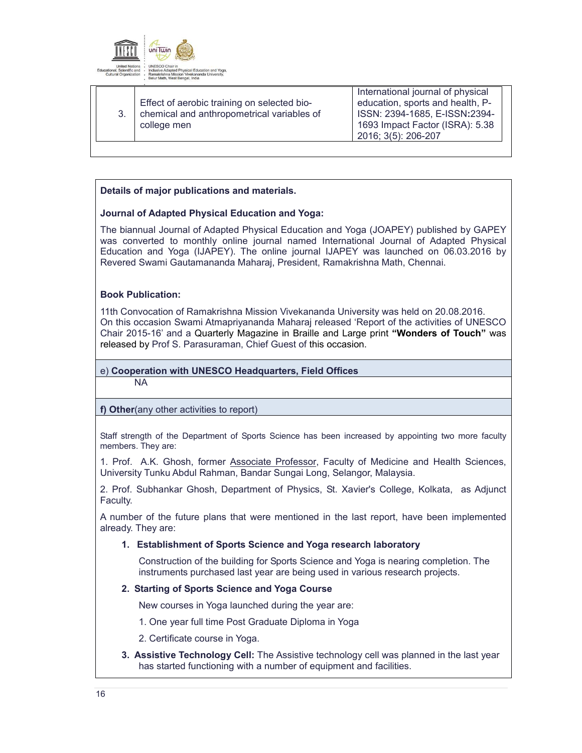| 3. | Effect of aerobic training on selected bio-chemical and anthropometrical variables of college men | International journal of physical education, sports and health, P-ISSN: 2394-1685, E-ISSN:2394-1693 Impact Factor (ISRA): 5.38 2016; 3(5): 206-207 |
|---|---|---|

**Details of major publications and materials.**

**Journal of Adapted Physical Education and Yoga:**

The biannual Journal of Adapted Physical Education and Yoga (JOAPEY) published by GAPEY was converted to monthly online journal named International Journal of Adapted Physical Education and Yoga (IJAPEY). The online journal IJAPEY was launched on 06.03.2016 by Revered Swami Gautamananda Maharaj, President, Ramakrishna Math, Chennai.

**Book Publication:**

11th Convocation of Ramakrishna Mission Vivekananda University was held on 20.08.2016. On this occasion Swami Atmapriyananda Maharaj released 'Report of the activities of UNESCO Chair 2015-16' and a Quarterly Magazine in Braille and Large print **"Wonders of Touch"** was released by Prof S. Parasuraman, Chief Guest of this occasion.

e) **Cooperation with UNESCO Headquarters, Field Offices**

NA

**f) Other**(any other activities to report)

Staff strength of the Department of Sports Science has been increased by appointing two more faculty members. They are:

1. Prof. A.K. Ghosh, former Associate Professor, Faculty of Medicine and Health Sciences, University Tunku Abdul Rahman, Bandar Sungai Long, Selangor, Malaysia.

2. Prof. Subhankar Ghosh, Department of Physics, St. Xavier's College, Kolkata, as Adjunct Faculty.

A number of the future plans that were mentioned in the last report, have been implemented already. They are:

1. **Establishment of Sports Science and Yoga research laboratory**

   Construction of the building for Sports Science and Yoga is nearing completion. The instruments purchased last year are being used in various research projects.

2. **Starting of Sports Science and Yoga Course**

   New courses in Yoga launched during the year are:

   1. One year full time Post Graduate Diploma in Yoga

   2. Certificate course in Yoga.

3. **Assistive Technology Cell:** The Assistive technology cell was planned in the last year has started functioning with a number of equipment and facilities.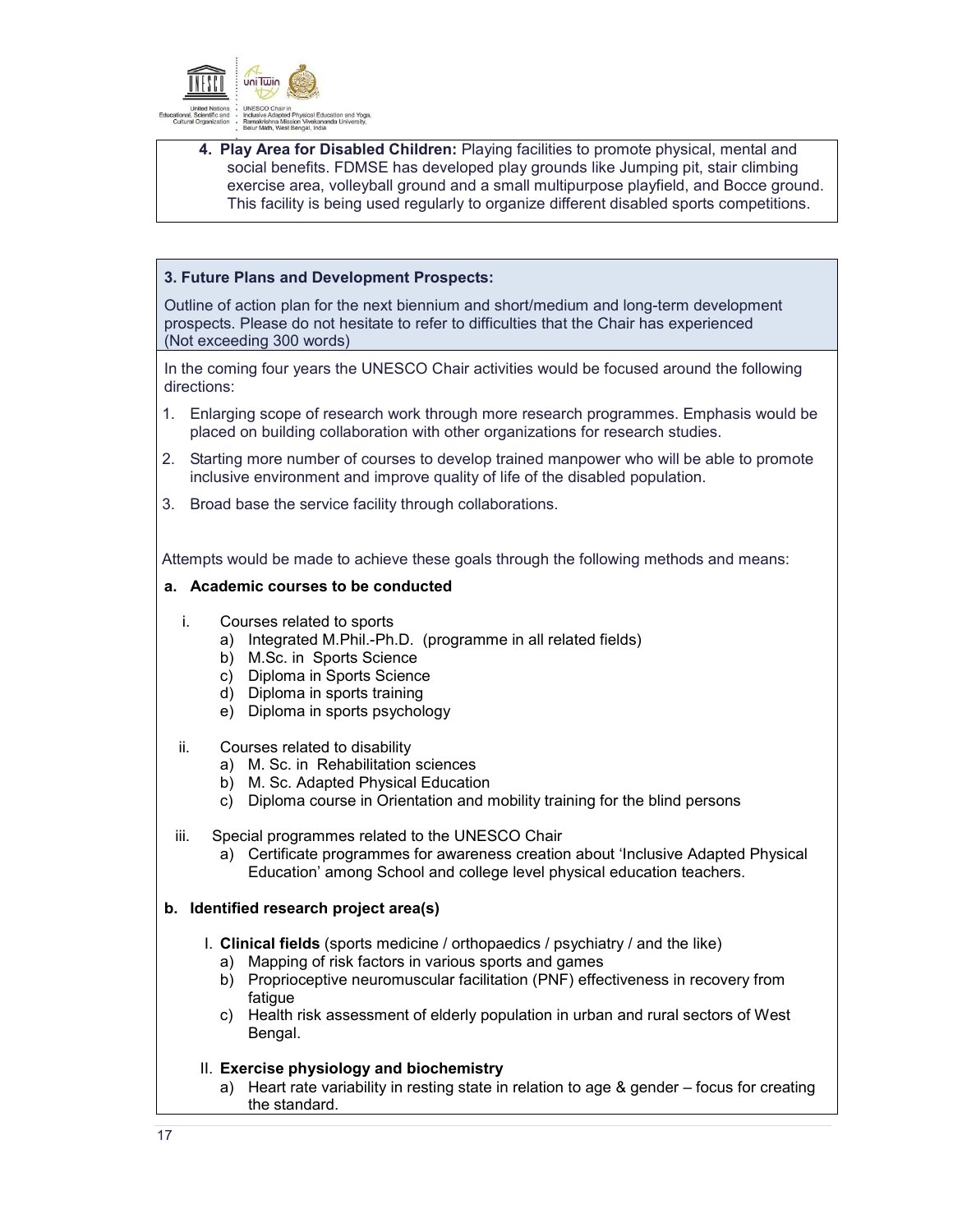4. **Play Area for Disabled Children:** Playing facilities to promote physical, mental and social benefits. FDMSE has developed play grounds like Jumping pit, stair climbing exercise area, volleyball ground and a small multipurpose playfield, and Bocce ground. This facility is being used regularly to organize different disabled sports competitions.

### 3. Future Plans and Development Prospects:

Outline of action plan for the next biennium and short/medium and long-term development prospects. Please do not hesitate to refer to difficulties that the Chair has experienced (Not exceeding 300 words)

In the coming four years the UNESCO Chair activities would be focused around the following directions:

1. Enlarging scope of research work through more research programmes. Emphasis would be placed on building collaboration with other organizations for research studies.
2. Starting more number of courses to develop trained manpower who will be able to promote inclusive environment and improve quality of life of the disabled population.
3. Broad base the service facility through collaborations.

Attempts would be made to achieve these goals through the following methods and means:

**a. Academic courses to be conducted**

i. Courses related to sports
   a) Integrated M.Phil.-Ph.D. (programme in all related fields)
   b) M.Sc. in Sports Science
   c) Diploma in Sports Science
   d) Diploma in sports training
   e) Diploma in sports psychology

ii. Courses related to disability
   a) M. Sc. in Rehabilitation sciences
   b) M. Sc. Adapted Physical Education
   c) Diploma course in Orientation and mobility training for the blind persons

iii. Special programmes related to the UNESCO Chair
   a) Certificate programmes for awareness creation about 'Inclusive Adapted Physical Education' among School and college level physical education teachers.

**b. Identified research project area(s)**

I. **Clinical fields** (sports medicine / orthopaedics / psychiatry / and the like)
   a) Mapping of risk factors in various sports and games
   b) Proprioceptive neuromuscular facilitation (PNF) effectiveness in recovery from fatigue
   c) Health risk assessment of elderly population in urban and rural sectors of West Bengal.

II. **Exercise physiology and biochemistry**
   a) Heart rate variability in resting state in relation to age & gender – focus for creating the standard.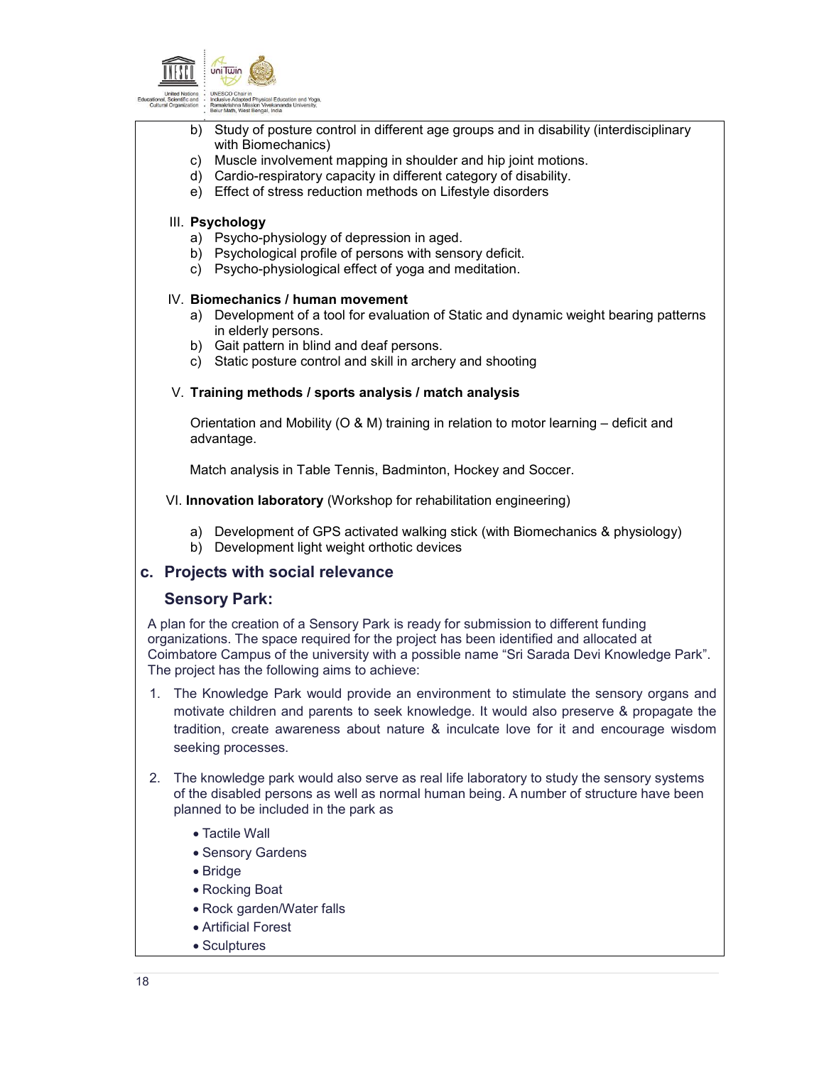b) Study of posture control in different age groups and in disability (interdisciplinary with Biomechanics)
c) Muscle involvement mapping in shoulder and hip joint motions.
d) Cardio-respiratory capacity in different category of disability.
e) Effect of stress reduction methods on Lifestyle disorders

III. **Psychology**

a) Psycho-physiology of depression in aged.
b) Psychological profile of persons with sensory deficit.
c) Psycho-physiological effect of yoga and meditation.

IV. **Biomechanics / human movement**

a) Development of a tool for evaluation of Static and dynamic weight bearing patterns in elderly persons.
b) Gait pattern in blind and deaf persons.
c) Static posture control and skill in archery and shooting

V. **Training methods / sports analysis / match analysis**

Orientation and Mobility (O & M) training in relation to motor learning – deficit and advantage.

Match analysis in Table Tennis, Badminton, Hockey and Soccer.

VI. **Innovation laboratory** (Workshop for rehabilitation engineering)

a) Development of GPS activated walking stick (with Biomechanics & physiology)
b) Development light weight orthotic devices

## c. Projects with social relevance

### Sensory Park:

A plan for the creation of a Sensory Park is ready for submission to different funding organizations. The space required for the project has been identified and allocated at Coimbatore Campus of the university with a possible name "Sri Sarada Devi Knowledge Park". The project has the following aims to achieve:

1. The Knowledge Park would provide an environment to stimulate the sensory organs and motivate children and parents to seek knowledge. It would also preserve & propagate the tradition, create awareness about nature & inculcate love for it and encourage wisdom seeking processes.

2. The knowledge park would also serve as real life laboratory to study the sensory systems of the disabled persons as well as normal human being. A number of structure have been planned to be included in the park as
   - Tactile Wall
   - Sensory Gardens
   - Bridge
   - Rocking Boat
   - Rock garden/Water falls
   - Artificial Forest
   - Sculptures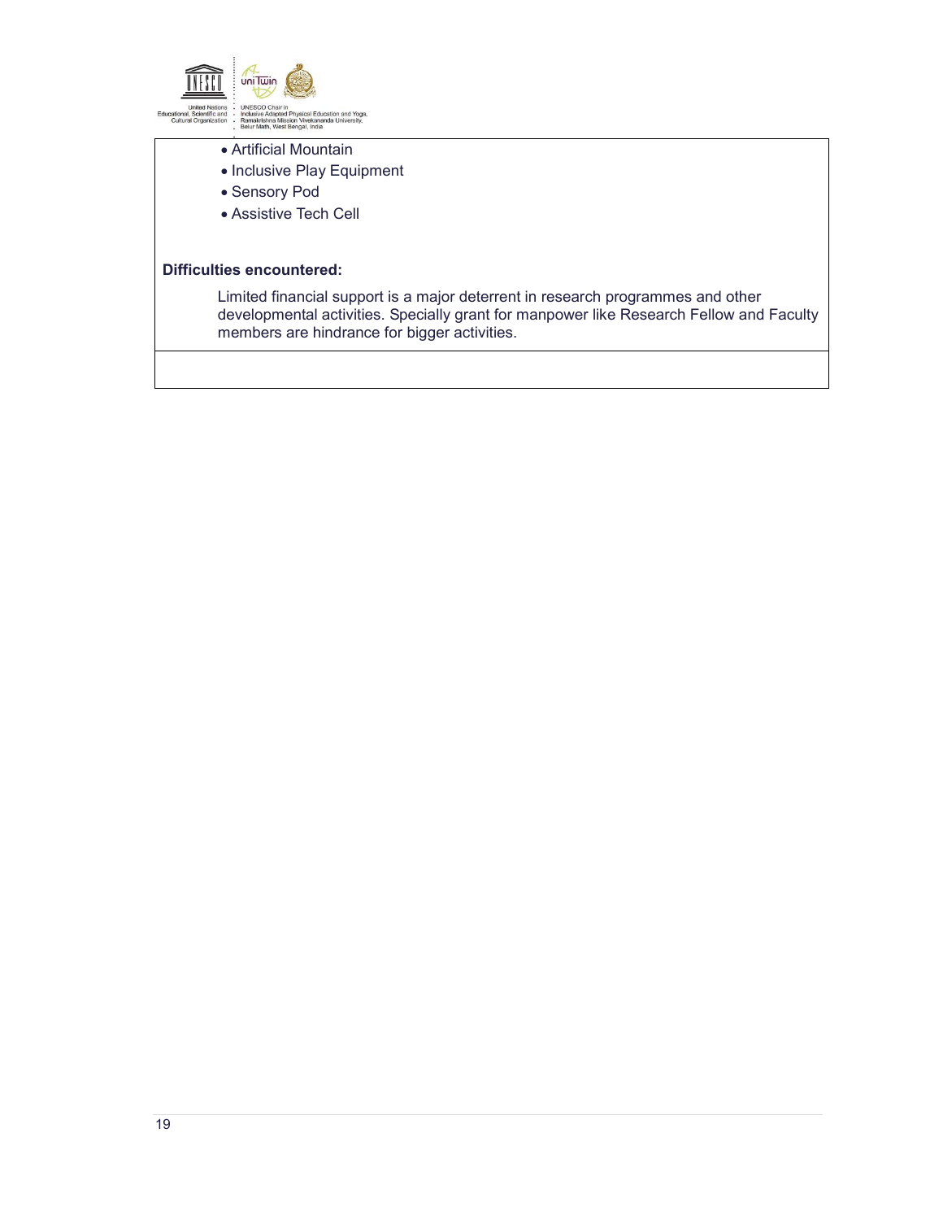- Artificial Mountain
- Inclusive Play Equipment
- Sensory Pod
- Assistive Tech Cell

**Difficulties encountered:**

Limited financial support is a major deterrent in research programmes and other developmental activities. Specially grant for manpower like Research Fellow and Faculty members are hindrance for bigger activities.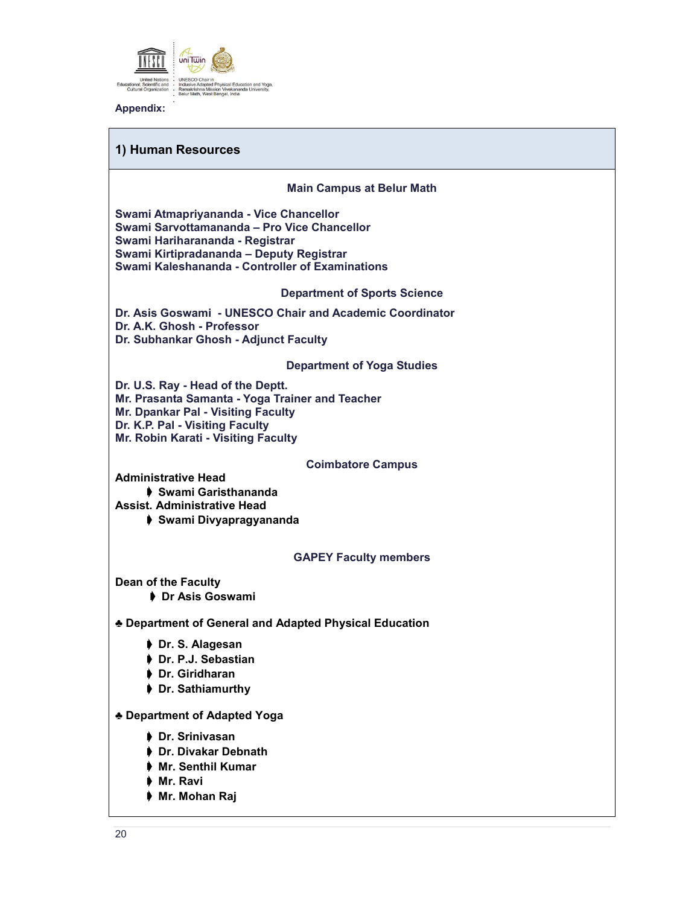Appendix:

## 1) Human Resources

### Main Campus at Belur Math

**Swami Atmapriyananda - Vice Chancellor**
**Swami Sarvottamananda – Pro Vice Chancellor**
**Swami Hariharananda - Registrar**
**Swami Kirtipradananda – Deputy Registrar**
**Swami Kaleshananda - Controller of Examinations**

### Department of Sports Science

**Dr. Asis Goswami - UNESCO Chair and Academic Coordinator**
**Dr. A.K. Ghosh - Professor**
**Dr. Subhankar Ghosh - Adjunct Faculty**

### Department of Yoga Studies

**Dr. U.S. Ray - Head of the Deptt.**
**Mr. Prasanta Samanta - Yoga Trainer and Teacher**
**Mr. Dpankar Pal - Visiting Faculty**
**Dr. K.P. Pal - Visiting Faculty**
**Mr. Robin Karati - Visiting Faculty**

### Coimbatore Campus

**Administrative Head**

- **Swami Garisthananda**

**Assist. Administrative Head**

- **Swami Divyapragyananda**

### GAPEY Faculty members

**Dean of the Faculty**

- **Dr Asis Goswami**

**♣ Department of General and Adapted Physical Education**

- **Dr. S. Alagesan**
- **Dr. P.J. Sebastian**
- **Dr. Giridharan**
- **Dr. Sathiamurthy**

**♣ Department of Adapted Yoga**

- **Dr. Srinivasan**
- **Dr. Divakar Debnath**
- **Mr. Senthil Kumar**
- **Mr. Ravi**
- **Mr. Mohan Raj**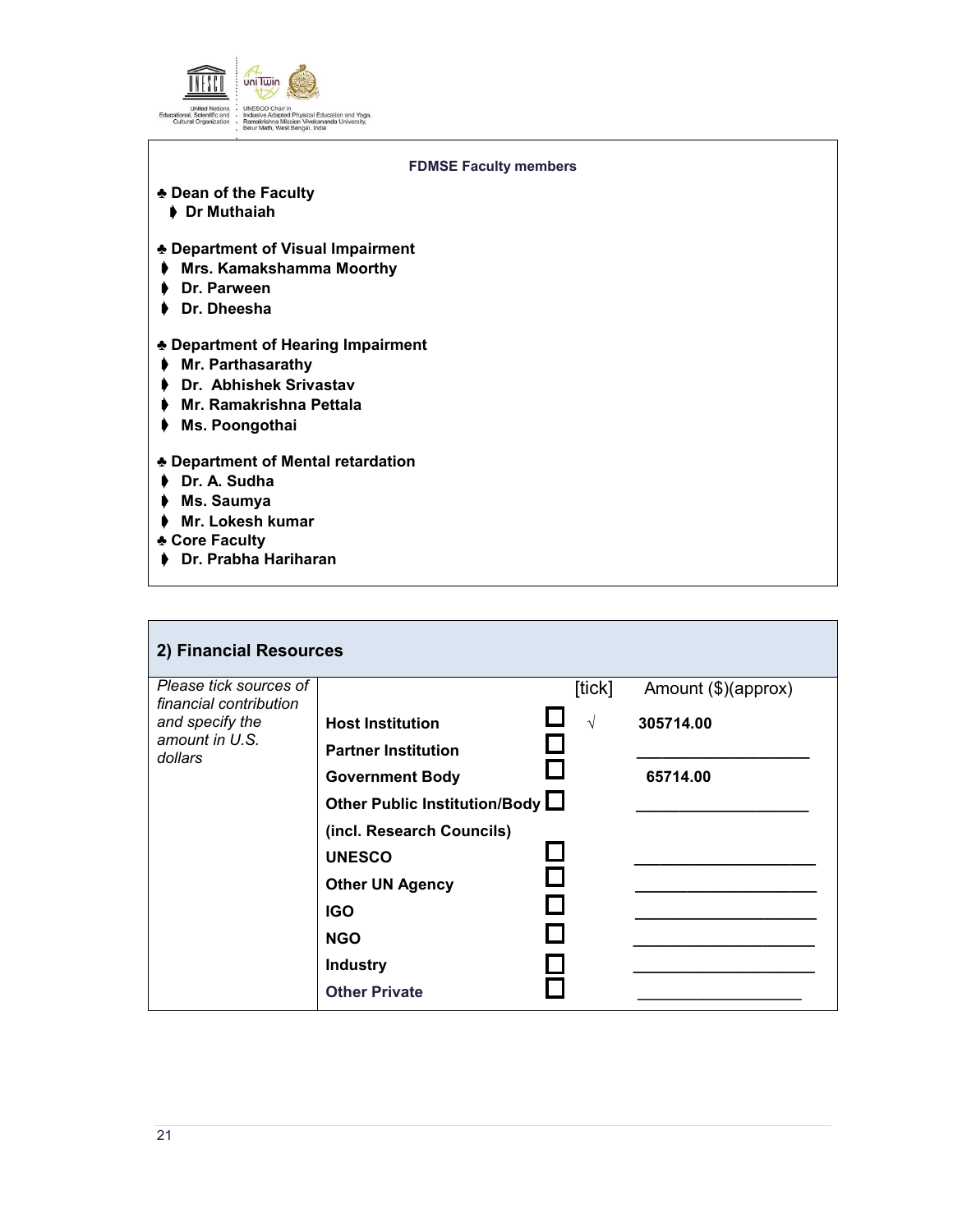**FDMSE Faculty members**

♣ **Dean of the Faculty**

- **Dr Muthaiah**

♣ **Department of Visual Impairment**

- **Mrs. Kamakshamma Moorthy**
- **Dr. Parween**
- **Dr. Dheesha**

♣ **Department of Hearing Impairment**

- **Mr. Parthasarathy**
- **Dr. Abhishek Srivastav**
- **Mr. Ramakrishna Pettala**
- **Ms. Poongothai**

♣ **Department of Mental retardation**

- **Dr. A. Sudha**
- **Ms. Saumya**
- **Mr. Lokesh kumar**

♣ **Core Faculty**

- **Dr. Prabha Hariharan**

## 2) Financial Resources

| *Please tick sources of financial contribution and specify the amount in U.S. dollars* | | [tick] | Amount ($)(approx) |
|---|---|---|---|
| | **Host Institution** | ☐ √ | **305714.00** |
| | **Partner Institution** | ☐ | ___________________ |
| | **Government Body** | ☐ | **65714.00** |
| | **Other Public Institution/Body (incl. Research Councils)** | ☐ | ___________________ |
| | **UNESCO** | ☐ | ___________________ |
| | **Other UN Agency** | ☐ | ___________________ |
| | **IGO** | ☐ | ___________________ |
| | **NGO** | ☐ | ___________________ |
| | **Industry** | ☐ | ___________________ |
| | **Other Private** | ☐ | ___________________ |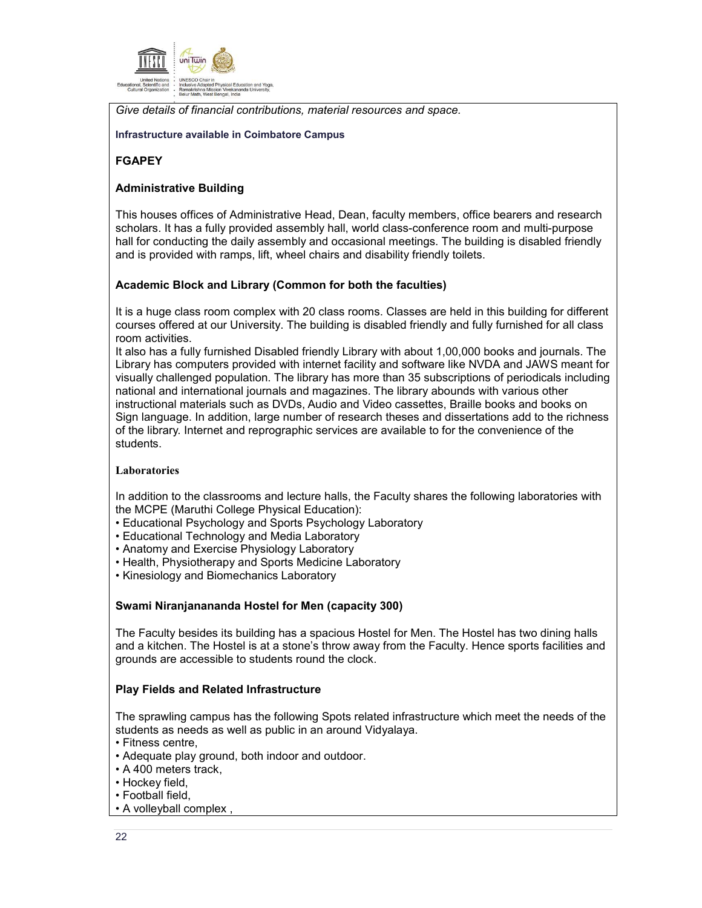*Give details of financial contributions, material resources and space.*

**Infrastructure available in Coimbatore Campus**

**FGAPEY**

**Administrative Building**

This houses offices of Administrative Head, Dean, faculty members, office bearers and research scholars. It has a fully provided assembly hall, world class-conference room and multi-purpose hall for conducting the daily assembly and occasional meetings. The building is disabled friendly and is provided with ramps, lift, wheel chairs and disability friendly toilets.

**Academic Block and Library (Common for both the faculties)**

It is a huge class room complex with 20 class rooms. Classes are held in this building for different courses offered at our University. The building is disabled friendly and fully furnished for all class room activities.
It also has a fully furnished Disabled friendly Library with about 1,00,000 books and journals. The Library has computers provided with internet facility and software like NVDA and JAWS meant for visually challenged population. The library has more than 35 subscriptions of periodicals including national and international journals and magazines. The library abounds with various other instructional materials such as DVDs, Audio and Video cassettes, Braille books and books on Sign language. In addition, large number of research theses and dissertations add to the richness of the library. Internet and reprographic services are available to for the convenience of the students.

**Laboratories**

In addition to the classrooms and lecture halls, the Faculty shares the following laboratories with the MCPE (Maruthi College Physical Education):
- Educational Psychology and Sports Psychology Laboratory
- Educational Technology and Media Laboratory
- Anatomy and Exercise Physiology Laboratory
- Health, Physiotherapy and Sports Medicine Laboratory
- Kinesiology and Biomechanics Laboratory

**Swami Niranjanananda Hostel for Men (capacity 300)**

The Faculty besides its building has a spacious Hostel for Men. The Hostel has two dining halls and a kitchen. The Hostel is at a stone's throw away from the Faculty. Hence sports facilities and grounds are accessible to students round the clock.

**Play Fields and Related Infrastructure**

The sprawling campus has the following Spots related infrastructure which meet the needs of the students as needs as well as public in an around Vidyalaya.
- Fitness centre,
- Adequate play ground, both indoor and outdoor.
- A 400 meters track,
- Hockey field,
- Football field,
- A volleyball complex ,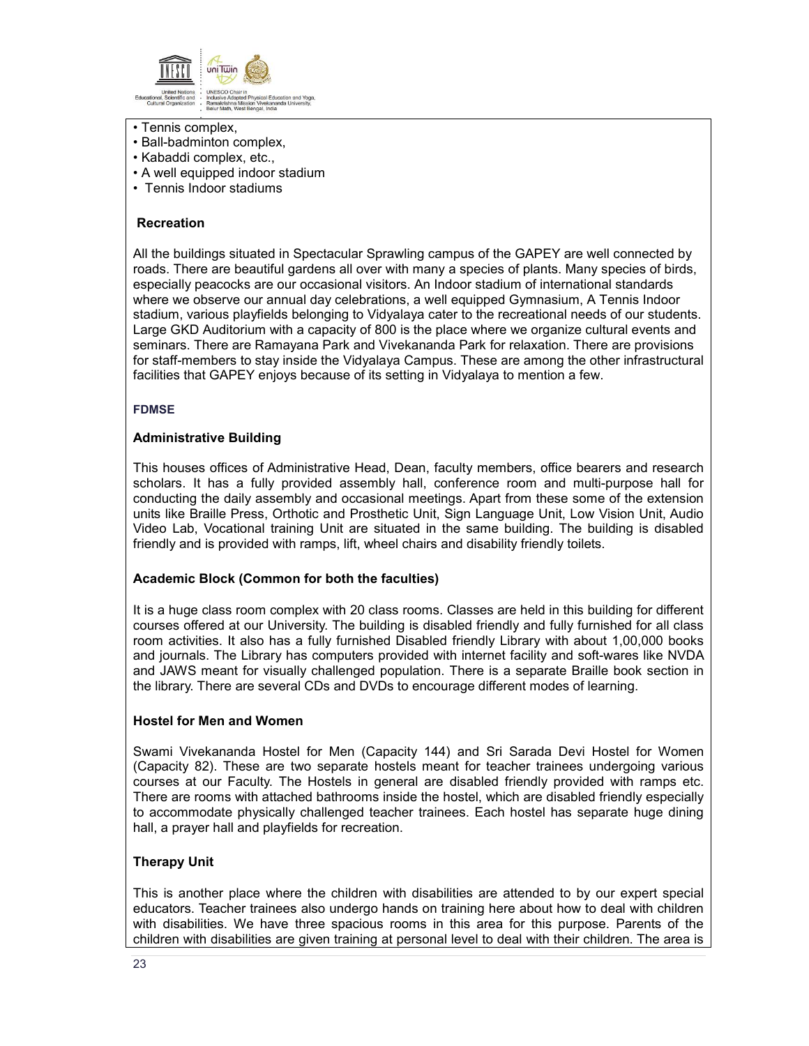- Tennis complex,
- Ball-badminton complex,
- Kabaddi complex, etc.,
- A well equipped indoor stadium
- Tennis Indoor stadiums

**Recreation**

All the buildings situated in Spectacular Sprawling campus of the GAPEY are well connected by roads. There are beautiful gardens all over with many a species of plants. Many species of birds, especially peacocks are our occasional visitors. An Indoor stadium of international standards where we observe our annual day celebrations, a well equipped Gymnasium, A Tennis Indoor stadium, various playfields belonging to Vidyalaya cater to the recreational needs of our students. Large GKD Auditorium with a capacity of 800 is the place where we organize cultural events and seminars. There are Ramayana Park and Vivekananda Park for relaxation. There are provisions for staff-members to stay inside the Vidyalaya Campus. These are among the other infrastructural facilities that GAPEY enjoys because of its setting in Vidyalaya to mention a few.

**FDMSE**

**Administrative Building**

This houses offices of Administrative Head, Dean, faculty members, office bearers and research scholars. It has a fully provided assembly hall, conference room and multi-purpose hall for conducting the daily assembly and occasional meetings. Apart from these some of the extension units like Braille Press, Orthotic and Prosthetic Unit, Sign Language Unit, Low Vision Unit, Audio Video Lab, Vocational training Unit are situated in the same building. The building is disabled friendly and is provided with ramps, lift, wheel chairs and disability friendly toilets.

**Academic Block (Common for both the faculties)**

It is a huge class room complex with 20 class rooms. Classes are held in this building for different courses offered at our University. The building is disabled friendly and fully furnished for all class room activities. It also has a fully furnished Disabled friendly Library with about 1,00,000 books and journals. The Library has computers provided with internet facility and soft-wares like NVDA and JAWS meant for visually challenged population. There is a separate Braille book section in the library. There are several CDs and DVDs to encourage different modes of learning.

**Hostel for Men and Women**

Swami Vivekananda Hostel for Men (Capacity 144) and Sri Sarada Devi Hostel for Women (Capacity 82). These are two separate hostels meant for teacher trainees undergoing various courses at our Faculty. The Hostels in general are disabled friendly provided with ramps etc. There are rooms with attached bathrooms inside the hostel, which are disabled friendly especially to accommodate physically challenged teacher trainees. Each hostel has separate huge dining hall, a prayer hall and playfields for recreation.

**Therapy Unit**

This is another place where the children with disabilities are attended to by our expert special educators. Teacher trainees also undergo hands on training here about how to deal with children with disabilities. We have three spacious rooms in this area for this purpose. Parents of the children with disabilities are given training at personal level to deal with their children. The area is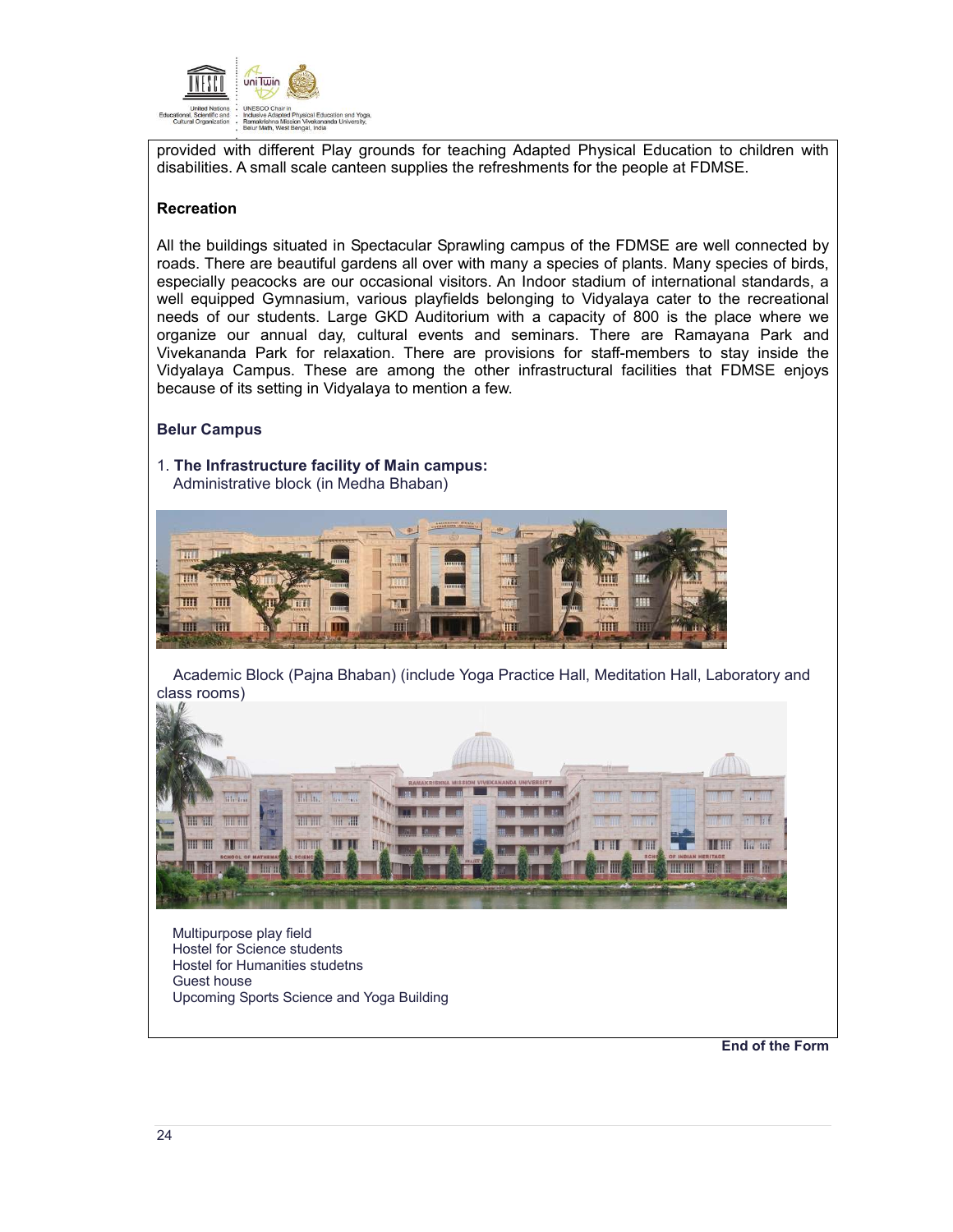provided with different Play grounds for teaching Adapted Physical Education to children with disabilities. A small scale canteen supplies the refreshments for the people at FDMSE.

**Recreation**

All the buildings situated in Spectacular Sprawling campus of the FDMSE are well connected by roads. There are beautiful gardens all over with many a species of plants. Many species of birds, especially peacocks are our occasional visitors. An Indoor stadium of international standards, a well equipped Gymnasium, various playfields belonging to Vidyalaya cater to the recreational needs of our students. Large GKD Auditorium with a capacity of 800 is the place where we organize our annual day, cultural events and seminars. There are Ramayana Park and Vivekananda Park for relaxation. There are provisions for staff-members to stay inside the Vidyalaya Campus. These are among the other infrastructural facilities that FDMSE enjoys because of its setting in Vidyalaya to mention a few.

**Belur Campus**

1. **The Infrastructure facility of Main campus:**
   Administrative block (in Medha Bhaban)

   Academic Block (Pajna Bhaban) (include Yoga Practice Hall, Meditation Hall, Laboratory and class rooms)

   Multipurpose play field
   Hostel for Science students
   Hostel for Humanities studetns
   Guest house
   Upcoming Sports Science and Yoga Building

**End of the Form**